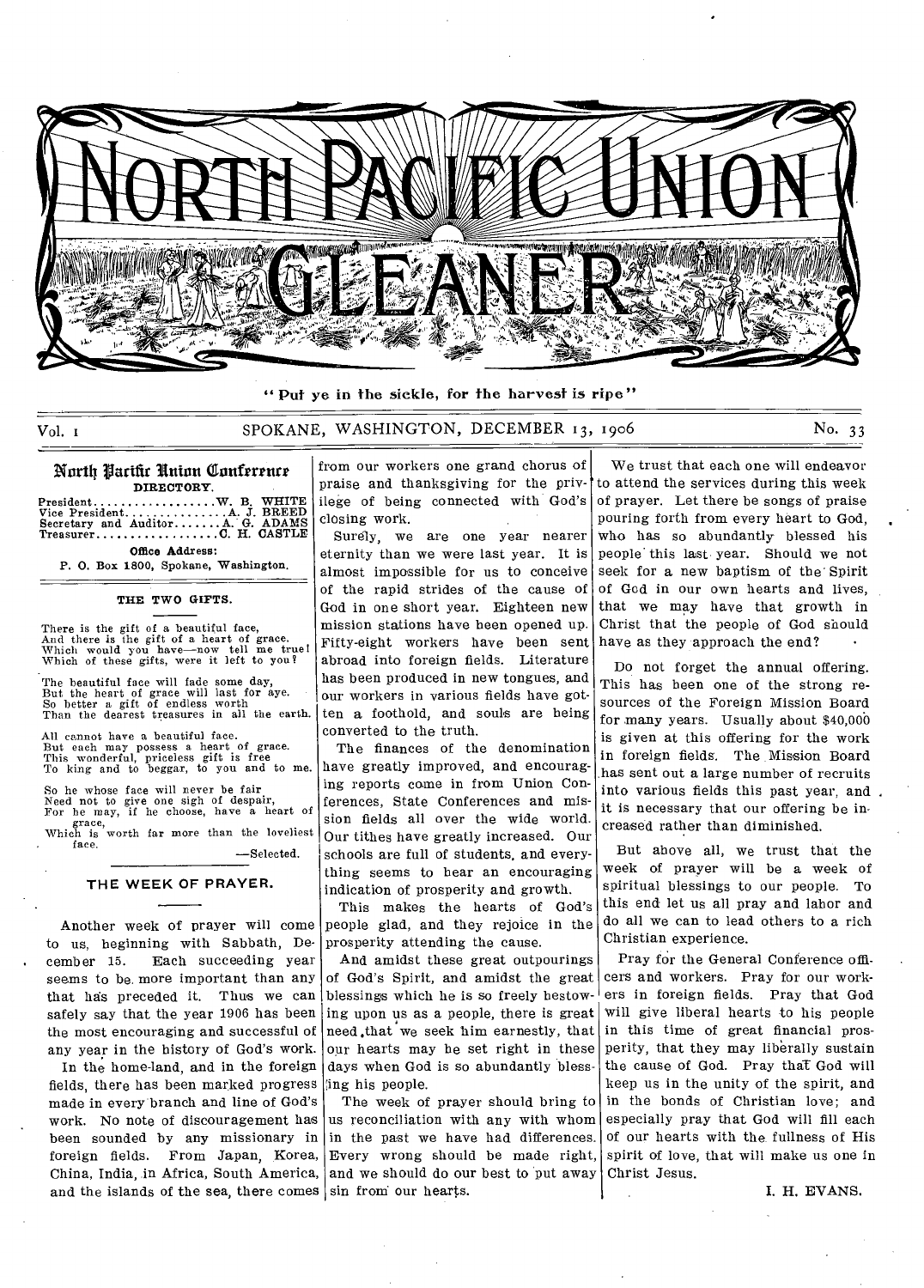# NORTH PACIFIC UNION GLEANER

"Put ye in the sickle, for the harvest is ripe"

Vol. 1 SPOKANE, WASHINGTON, DECEMBER 13, 1906 No. 33

## North Pacific Union Conference

DIRECTORY.

President.................W. B. WHITE
Vice President..............A. J. BREED
Secretary and Auditor.......A. G. ADAMS
Treasurer.................C. H. CASTLE

Office Address:
P. O. Box 1800, Spokane, Washington.

### THE TWO GIFTS.

There is the gift of a beautiful face,
And there is the gift of a heart of grace.
Which would you have—now tell me true!
Which of these gifts, were it left to you?

The beautiful face will fade some day,
But the heart of grace will last for aye.
So better a gift of endless worth
Than the dearest treasures in all the earth.

All cannot have a beautiful face.
But each may possess a heart of grace.
This wonderful, priceless gift is free
To king and to beggar, to you and to me.

So he whose face will never be fair
Need not to give one sigh of despair,
For he may, if he choose, have a heart of grace,
Which is worth far more than the loveliest face.

—Selected.

### THE WEEK OF PRAYER.

Another week of prayer will come to us, beginning with Sabbath, December 15. Each succeeding year seems to be more important than any that has preceded it. Thus we can safely say that the year 1906 has been the most encouraging and successful of any year in the history of God's work.

In the home-land, and in the foreign fields, there has been marked progress made in every branch and line of God's work. No note of discouragement has been sounded by any missionary in foreign fields. From Japan, Korea, China, India, in Africa, South America, and the islands of the sea, there comes from our workers one grand chorus of praise and thanksgiving for the privilege of being connected with God's closing work.

Surely, we are one year nearer eternity than we were last year. It is almost impossible for us to conceive of the rapid strides of the cause of God in one short year. Eighteen new mission stations have been opened up. Fifty-eight workers have been sent abroad into foreign fields. Literature has been produced in new tongues, and our workers in various fields have gotten a foothold, and souls are being converted to the truth.

The finances of the denomination have greatly improved, and encouraging reports come in from Union Conferences, State Conferences and mission fields all over the wide world. Our tithes have greatly increased. Our schools are full of students, and everything seems to bear an encouraging indication of prosperity and growth.

This makes the hearts of God's people glad, and they rejoice in the prosperity attending the cause.

And amidst these great outpourings of God's Spirit, and amidst the great blessings which he is so freely bestowing upon us as a people, there is great need that we seek him earnestly, that our hearts may be set right in these days when God is so abundantly blessing his people.

The week of prayer should bring to us reconciliation with any with whom in the past we have had differences. Every wrong should be made right, and we should do our best to put away sin from our hearts.

We trust that each one will endeavor to attend the services during this week of prayer. Let there be songs of praise pouring forth from every heart to God, who has so abundantly blessed his people this last year. Should we not seek for a new baptism of the Spirit of God in our own hearts and lives, that we may have that growth in Christ that the people of God should have as they approach the end?

Do not forget the annual offering. This has been one of the strong resources of the Foreign Mission Board for many years. Usually about $40,000 is given at this offering for the work in foreign fields. The Mission Board has sent out a large number of recruits into various fields this past year, and it is necessary that our offering be increased rather than diminished.

But above all, we trust that the week of prayer will be a week of spiritual blessings to our people. To this end let us all pray and labor and do all we can to lead others to a rich Christian experience.

Pray for the General Conference officers and workers. Pray for our workers in foreign fields. Pray that God will give liberal hearts to his people in this time of great financial prosperity, that they may liberally sustain the cause of God. Pray that God will keep us in the unity of the spirit, and in the bonds of Christian love; and especially pray that God will fill each of our hearts with the fullness of His spirit of love, that will make us one in Christ Jesus.

I. H. EVANS.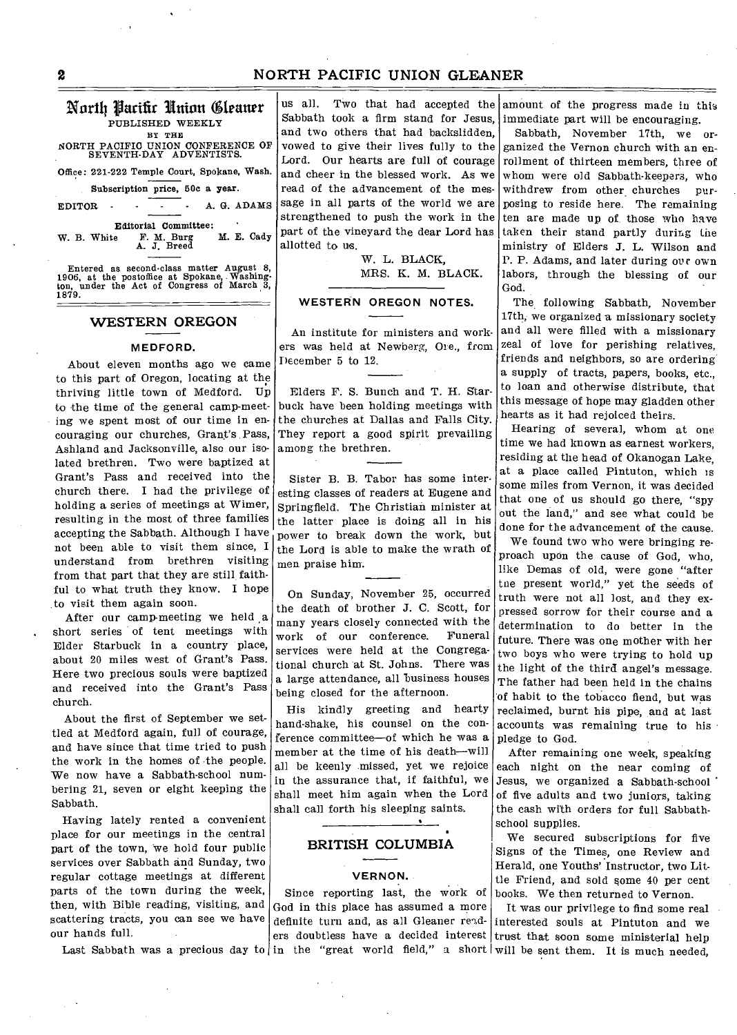# North Pacific Union Gleaner

PUBLISHED WEEKLY
BY THE
NORTH PACIFIC UNION CONFERENCE OF SEVENTH-DAY ADVENTISTS.

Office: 221-222 Temple Court, Spokane, Wash.

Subscription price, 50c a year.

EDITOR - - - - A. G. ADAMS

Editorial Committee:
W. B. White F. M. Burg M. E. Cady
A. J. Breed

Entered as second-class matter August 8, 1906, at the postoffice at Spokane, Washington, under the Act of Congress of March 3, 1879.

## WESTERN OREGON

### MEDFORD.

About eleven months ago we came to this part of Oregon, locating at the thriving little town of Medford. Up to the time of the general camp-meeting we spent most of our time in encouraging our churches, Grant's Pass, Ashland and Jacksonville, also our isolated brethren. Two were baptized at Grant's Pass and received into the church there. I had the privilege of holding a series of meetings at Wimer, resulting in the most of three families accepting the Sabbath. Although I have not been able to visit them since, I understand from brethren visiting from that part that they are still faithful to what truth they know. I hope to visit them again soon.

After our camp-meeting we held a short series of tent meetings with Elder Starbuck in a country place, about 20 miles west of Grant's Pass. Here two precious souls were baptized and received into the Grant's Pass church.

About the first of September we settled at Medford again, full of courage, and have since that time tried to push the work in the homes of the people. We now have a Sabbath-school numbering 21, seven or eight keeping the Sabbath.

Having lately rented a convenient place for our meetings in the central part of the town, we hold four public services over Sabbath and Sunday, two regular cottage meetings at different parts of the town during the week, then, with Bible reading, visiting, and scattering tracts, you can see we have our hands full.

Last Sabbath was a precious day to us all. Two that had accepted the Sabbath took a firm stand for Jesus, and two others that had backslidden, vowed to give their lives fully to the Lord. Our hearts are full of courage and cheer in the blessed work. As we read of the advancement of the message in all parts of the world we are strengthened to push the work in the part of the vineyard the dear Lord has allotted to us.

W. L. BLACK,
MRS. K. M. BLACK.

## WESTERN OREGON NOTES.

An institute for ministers and workers was held at Newberg, Ore., from December 5 to 12.

Elders F. S. Bunch and T. H. Starbuck have been holding meetings with the churches at Dallas and Falls City. They report a good spirit prevailing among the brethren.

Sister B. B. Tabor has some interesting classes of readers at Eugene and Springfield. The Christian minister at the latter place is doing all in his power to break down the work, but the Lord is able to make the wrath of men praise him.

On Sunday, November 25, occurred the death of brother J. C. Scott, for many years closely connected with the work of our conference. Funeral services were held at the Congregational church at St. Johns. There was a large attendance, all business houses being closed for the afternoon.

His kindly greeting and hearty hand-shake, his counsel on the conference committee—of which he was a member at the time of his death—will all be keenly missed, yet we rejoice in the assurance that, if faithful, we shall meet him again when the Lord shall call forth his sleeping saints.

## BRITISH COLUMBIA

### VERNON.

Since reporting last, the work of God in this place has assumed a more definite turn and, as all Gleaner readers doubtless have a decided interest in the "great world field," a short amount of the progress made in this immediate part will be encouraging.

Sabbath, November 17th, we organized the Vernon church with an enrollment of thirteen members, three of whom were old Sabbath-keepers, who withdrew from other churches purposing to reside here. The remaining ten are made up of those who have taken their stand partly during the ministry of Elders J. L. Wilson and P. P. Adams, and later during our own labors, through the blessing of our God.

The following Sabbath, November 17th, we organized a missionary society and all were filled with a missionary zeal of love for perishing relatives, friends and neighbors, so are ordering a supply of tracts, papers, books, etc., to loan and otherwise distribute, that this message of hope may gladden other hearts as it had rejoiced theirs.

Hearing of several, whom at one time we had known as earnest workers, residing at the head of Okanogan Lake, at a place called Pintuton, which is some miles from Vernon, it was decided that one of us should go there, "spy out the land," and see what could be done for the advancement of the cause.

We found two who were bringing reproach upon the cause of God, who, like Demas of old, were gone "after the present world," yet the seeds of truth were not all lost, and they expressed sorrow for their course and a determination to do better in the future. There was one mother with her two boys who were trying to hold up the light of the third angel's message. The father had been held in the chains of habit to the tobacco fiend, but was reclaimed, burnt his pipe, and at last accounts was remaining true to his pledge to God.

After remaining one week, speaking each night on the near coming of Jesus, we organized a Sabbath-school of five adults and two juniors, taking the cash with orders for full Sabbath-school supplies.

We secured subscriptions for five Signs of the Times, one Review and Herald, one Youths' Instructor, two Little Friend, and sold some 40 per cent books. We then returned to Vernon.

It was our privilege to find some real interested souls at Pintuton and we trust that soon some ministerial help will be sent them. It is much needed,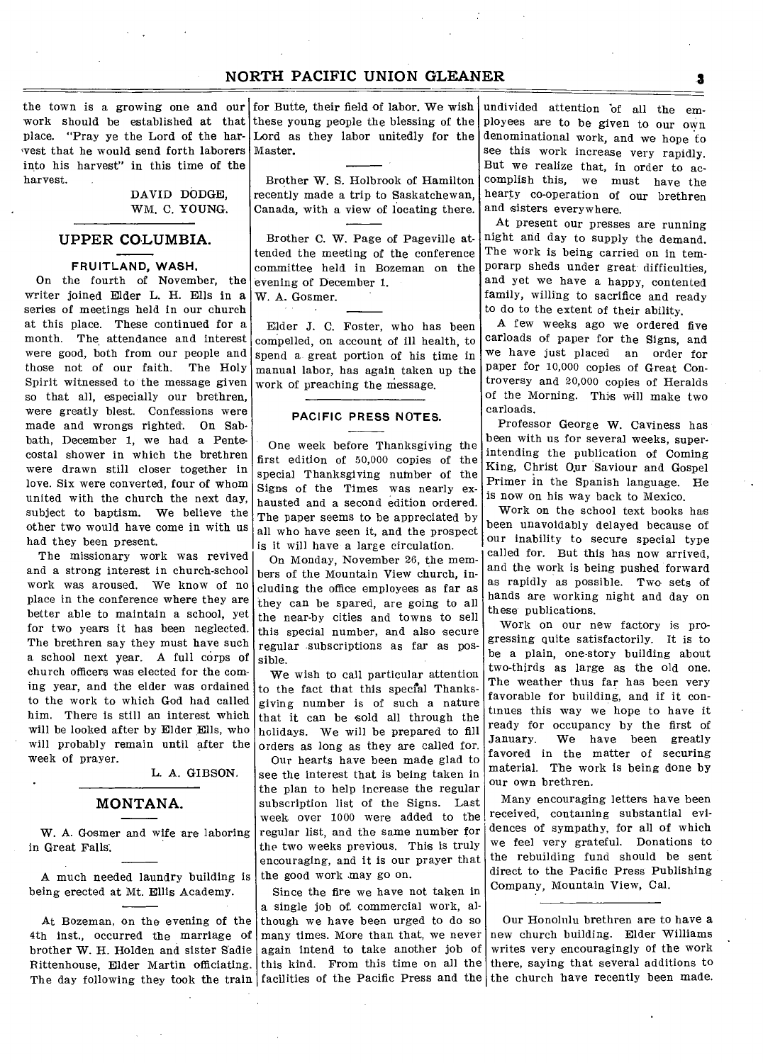the town is a growing one and our work should be established at that place. "Pray ye the Lord of the harvest that he would send forth laborers into his harvest" in this time of the harvest.

DAVID DODGE,
WM. C. YOUNG.

## UPPER COLUMBIA.

### FRUITLAND, WASH.

On the fourth of November, the writer joined Elder L. H. Ells in a series of meetings held in our church at this place. These continued for a month. The attendance and interest were good, both from our people and those not of our faith. The Holy Spirit witnessed to the message given so that all, especially our brethren, were greatly blest. Confessions were made and wrongs righted. On Sabbath, December 1, we had a Pentecostal shower in which the brethren were drawn still closer together in love. Six were converted, four of whom united with the church the next day, subject to baptism. We believe the other two would have come in with us had they been present.

The missionary work was revived and a strong interest in church-school work was aroused. We know of no place in the conference where they are better able to maintain a school, yet for two years it has been neglected. The brethren say they must have such a school next year. A full corps of church officers was elected for the coming year, and the elder was ordained to the work to which God had called him. There is still an interest which will be looked after by Elder Ells, who will probably remain until after the week of prayer.

L. A. GIBSON.

## MONTANA.

W. A. Gosmer and wife are laboring in Great Falls.

---

A much needed laundry building is being erected at Mt. Ellis Academy.

---

At Bozeman, on the evening of the 4th inst., occurred the marriage of brother W. H. Holden and sister Sadie Rittenhouse, Elder Martin officiating. The day following they took the train for Butte, their field of labor. We wish these young people the blessing of the Lord as they labor unitedly for the Master.

---

Brother W. S. Holbrook of Hamilton recently made a trip to Saskatchewan, Canada, with a view of locating there.

---

Brother C. W. Page of Pageville attended the meeting of the conference committee held in Bozeman on the evening of December 1.
W. A. Gosmer.

---

Elder J. C. Foster, who has been compelled, on account of ill health, to spend a great portion of his time in manual labor, has again taken up the work of preaching the message.

### PACIFIC PRESS NOTES.

One week before Thanksgiving the first edition of 50,000 copies of the special Thanksgiving number of the Signs of the Times was nearly exhausted and a second edition ordered. The paper seems to be appreciated by all who have seen it, and the prospect is it will have a large circulation.

On Monday, November 26, the members of the Mountain View church, including the office employees as far as they can be spared, are going to all the near-by cities and towns to sell this special number, and also secure regular subscriptions as far as possible.

We wish to call particular attention to the fact that this special Thanksgiving number is of such a nature that it can be sold all through the holidays. We will be prepared to fill orders as long as they are called for.

Our hearts have been made glad to see the interest that is being taken in the plan to help increase the regular subscription list of the Signs. Last week over 1000 were added to the regular list, and the same number for the two weeks previous. This is truly encouraging, and it is our prayer that the good work may go on.

Since the fire we have not taken in a single job of commercial work, although we have been urged to do so many times. More than that, we never again intend to take another job of this kind. From this time on all the facilities of the Pacific Press and the undivided attention of all the employees are to be given to our own denominational work, and we hope to see this work increase very rapidly. But we realize that, in order to accomplish this, we must have the hearty co-operation of our brethren and sisters everywhere.

At present our presses are running night and day to supply the demand. The work is being carried on in temporarp sheds under great difficulties, and yet we have a happy, contented family, willing to sacrifice and ready to do to the extent of their ability.

A few weeks ago we ordered five carloads of paper for the Signs, and we have just placed an order for paper for 10,000 copies of Great Controversy and 20,000 copies of Heralds of the Morning. This will make two carloads.

Professor George W. Caviness has been with us for several weeks, superintending the publication of Coming King, Christ Our Saviour and Gospel Primer in the Spanish language. He is now on his way back to Mexico.

Work on the school text books has been unavoidably delayed because of our inability to secure special type called for. But this has now arrived, and the work is being pushed forward as rapidly as possible. Two sets of hands are working night and day on these publications.

Work on our new factory is progressing quite satisfactorily. It is to be a plain, one-story building about two-thirds as large as the old one. The weather thus far has been very favorable for building, and if it continues this way we hope to have it ready for occupancy by the first of January. We have been greatly favored in the matter of securing material. The work is being done by our own brethren.

Many encouraging letters have been received, containing substantial evidences of sympathy, for all of which we feel very grateful. Donations to the rebuilding fund should be sent direct to the Pacific Press Publishing Company, Mountain View, Cal.

---

Our Honolulu brethren are to have a new church building. Elder Williams writes very encouragingly of the work there, saying that several additions to the church have recently been made.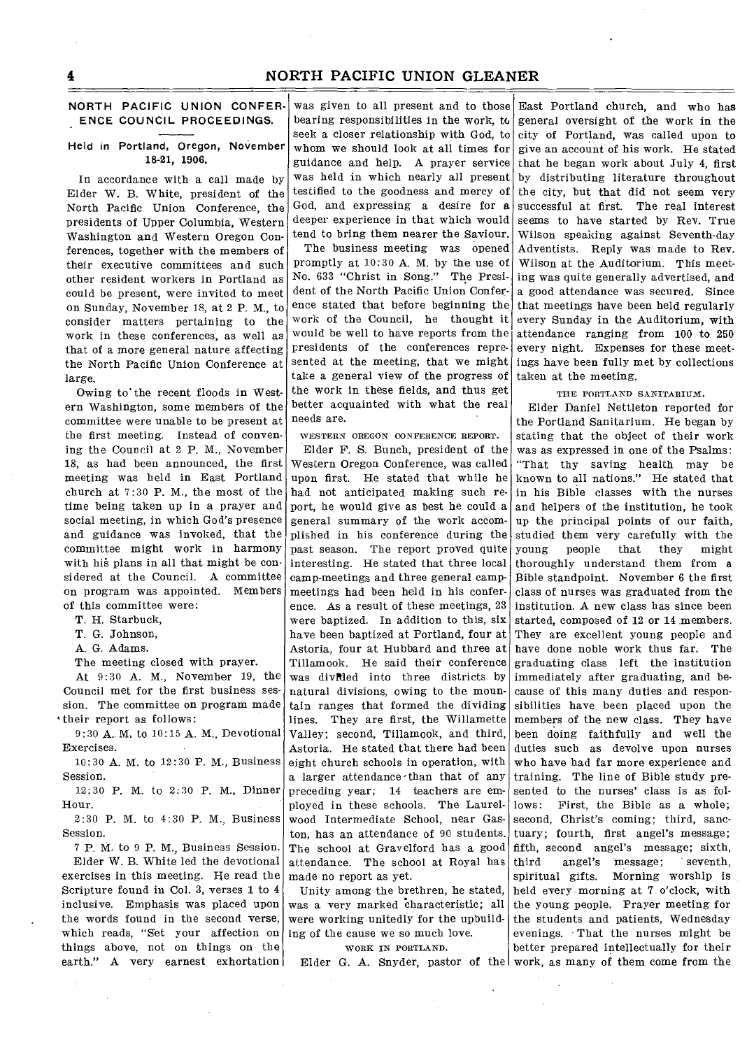## NORTH PACIFIC UNION CONFERENCE COUNCIL PROCEEDINGS.

### Held in Portland, Oregon, November 18-21, 1906.

In accordance with a call made by Elder W. B. White, president of the North Pacific Union Conference, the presidents of Upper Columbia, Western Washington and Western Oregon Conferences, together with the members of their executive committees and such other resident workers in Portland as could be present, were invited to meet on Sunday, November 18, at 2 P. M., to consider matters pertaining to the work in these conferences, as well as that of a more general nature affecting the North Pacific Union Conference at large.

Owing to the recent floods in Western Washington, some members of the committee were unable to be present at the first meeting. Instead of convening the Council at 2 P. M., November 18, as had been announced, the first meeting was held in East Portland church at 7:30 P. M., the most of the time being taken up in a prayer and social meeting, in which God's presence and guidance was invoked, that the committee might work in harmony with his plans in all that might be considered at the Council. A committee on program was appointed. Members of this committee were:

T. H. Starbuck,
T. G. Johnson,
A. G. Adams.

The meeting closed with prayer.

At 9:30 A. M., November 19, the Council met for the first business session. The committee on program made their report as follows:

9:30 A. M. to 10:15 A. M., Devotional Exercises.

10:30 A. M. to 12:30 P. M., Business Session.

12:30 P. M. to 2:30 P. M., Dinner Hour.

2:30 P. M. to 4:30 P. M., Business Session.

7 P. M. to 9 P. M., Business Session.

Elder W. B. White led the devotional exercises in this meeting. He read the Scripture found in Col. 3, verses 1 to 4 inclusive. Emphasis was placed upon the words found in the second verse, which reads, "Set your affection on things above, not on things on the earth." A very earnest exhortation was given to all present and to those bearing responsibilities in the work, to seek a closer relationship with God, to whom we should look at all times for guidance and help. A prayer service was held in which nearly all present testified to the goodness and mercy of God, and expressing a desire for a deeper experience in that which would tend to bring them nearer the Saviour.

The business meeting was opened promptly at 10:30 A. M. by the use of No. 633 "Christ in Song." The President of the North Pacific Union Conference stated that before beginning the work of the Council, he thought it would be well to have reports from the presidents of the conferences represented at the meeting, that we might take a general view of the progress of the work in these fields, and thus get better acquainted with what the real needs are.

#### WESTERN OREGON CONFERENCE REPORT.

Elder F. S. Bunch, president of the Western Oregon Conference, was called upon first. He stated that while he had not anticipated making such report, he would give as best he could a general summary of the work accomplished in his conference during the past season. The report proved quite interesting. He stated that three local camp-meetings and three general camp-meetings had been held in his conference. As a result of these meetings, 23 were baptized. In addition to this, six have been baptized at Portland, four at Astoria, four at Hubbard and three at Tillamook. He said their conference was divided into three districts by natural divisions, owing to the mountain ranges that formed the dividing lines. They are first, the Willamette Valley; second, Tillamook, and third, Astoria. He stated that there had been eight church schools in operation, with a larger attendance than that of any preceding year; 14 teachers are employed in these schools. The Laurelwood Intermediate School, near Gaston, has an attendance of 90 students. The school at Gravelford has a good attendance. The school at Royal has made no report as yet.

Unity among the brethren, he stated, was a very marked characteristic; all were working unitedly for the upbuilding of the cause we so much love.

#### WORK IN PORTLAND.

Elder G. A. Snyder, pastor of the East Portland church, and who has general oversight of the work in the city of Portland, was called upon to give an account of his work. He stated that he began work about July 4, first by distributing literature throughout the city, but that did not seem very successful at first. The real interest seems to have started by Rev. True Wilson speaking against Seventh-day Adventists. Reply was made to Rev. Wilson at the Auditorium. This meeting was quite generally advertised, and a good attendance was secured. Since that meetings have been held regularly every Sunday in the Auditorium, with attendance ranging from 100 to 250 every night. Expenses for these meetings have been fully met by collections taken at the meeting.

#### THE PORTLAND SANITARIUM.

Elder Daniel Nettleton reported for the Portland Sanitarium. He began by stating that the object of their work was as expressed in one of the Psalms: "That thy saving health may be known to all nations." He stated that in his Bible classes with the nurses and helpers of the institution, he took up the principal points of our faith, studied them very carefully with the young people that they might thoroughly understand them from a Bible standpoint. November 6 the first class of nurses was graduated from the institution. A new class has since been started, composed of 12 or 14 members. They are excellent young people and have done noble work thus far. The graduating class left the institution immediately after graduating, and because of this many duties and responsibilities have been placed upon the members of the new class. They have been doing faithfully and well the duties such as devolve upon nurses who have had far more experience and training. The line of Bible study presented to the nurses' class is as follows: First, the Bible as a whole; second, Christ's coming; third, sanctuary; fourth, first angel's message; fifth, second angel's message; sixth, third angel's message; seventh, spiritual gifts. Morning worship is held every morning at 7 o'clock, with the young people. Prayer meeting for the students and patients, Wednesday evenings. That the nurses might be better prepared intellectually for their work, as many of them come from the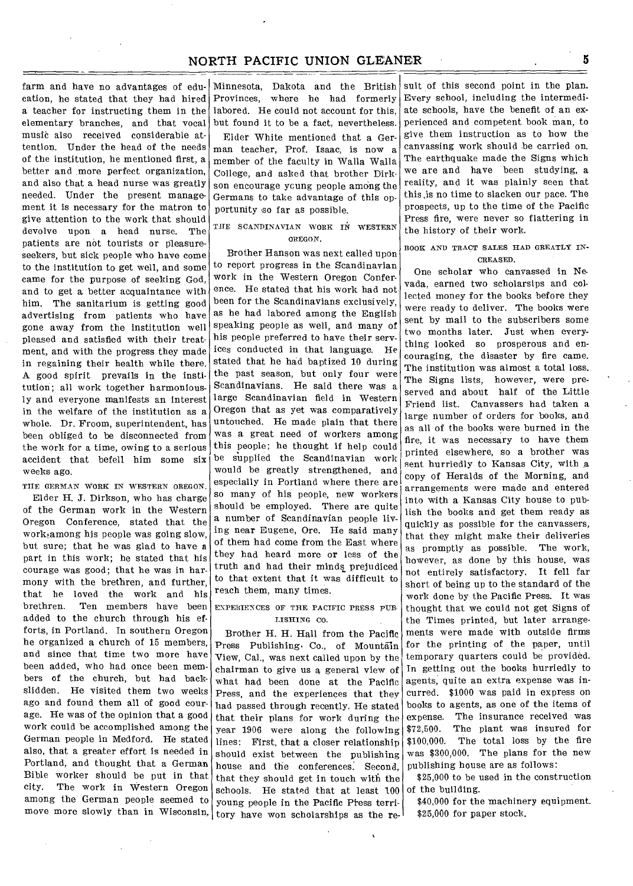farm and have no advantages of education, he stated that they had hired a teacher for instructing them in the elementary branches, and that vocal music also received considerable attention. Under the head of the needs of the institution, he mentioned first, a better and more perfect organization, and also that a head nurse was greatly needed. Under the present management it is necessary for the matron to give attention to the work that should devolve upon a head nurse. The patients are not tourists or pleasure-seekers, but sick people who have come to the institution to get well, and some came for the purpose of seeking God, and to get a better acquaintance with him. The sanitarium is getting good advertising from patients who have gone away from the institution well pleased and satisfied with their treatment, and with the progress they made in regaining their health while there. A good spirit prevails in the institution; all work together harmoniously and everyone manifests an interest in the welfare of the institution as a whole. Dr. Froom, superintendent, has been obliged to be disconnected from the work for a time, owing to a serious accident that befell him some six weeks ago.

#### THE GERMAN WORK IN WESTERN OREGON.

Elder H. J. Dirkson, who has charge of the German work in the Western Oregon Conference, stated that the work among his people was going slow, but sure; that he was glad to have a part in this work; he stated that his courage was good; that he was in harmony with the brethren, and further, that he loved the work and his brethren. Ten members have been added to the church through his efforts, in Portland. In southern Oregon he organized a church of 15 members, and since that time two more have been added, who had once been members of the church, but had backslidden. He visited them two weeks ago and found them all of good courage. He was of the opinion that a good work could be accomplished among the German people in Medford. He stated also, that a greater effort is needed in Portland, and thought that a German Bible worker should be put in that city. The work in Western Oregon among the German people seemed to move more slowly than in Wisconsin, Minnesota, Dakota and the British Provinces, where he had formerly labored. He could not account for this, but found it to be a fact, nevertheless.

Elder White mentioned that a German teacher, Prof. Isaac, is now a member of the faculty in Walla Walla College, and asked that brother Dirkson encourage young people among the Germans to take advantage of this opportunity so far as possible.

#### THE SCANDINAVIAN WORK IN WESTERN OREGON.

Brother Hanson was next called upon to report progress in the Scandinavian work in the Western Oregon Conference. He stated that his work had not been for the Scandinavians exclusively, as he had labored among the English speaking people as well, and many of his people preferred to have their services conducted in that language. He stated that he had baptized 10 during the past season, but only four were Scandinavians. He said there was a large Scandinavian field in Western Oregon that as yet was comparatively untouched. He made plain that there was a great need of workers among this people; he thought if help could be supplied the Scandinavian work would be greatly strengthened, and especially in Portland where there are so many of his people, new workers should be employed. There are quite a number of Scandinavian people living near Eugene, Ore. He said many of them had come from the East where they had heard more or less of the truth and had their minds prejudiced to that extent that it was difficult to reach them, many times.

#### EXPERIENCES OF THE PACIFIC PRESS PUBLISHING CO.

Brother H. H. Hall from the Pacific Press Publishing Co., of Mountain View, Cal., was next called upon by the chairman to give us a general view of what had been done at the Pacific Press, and the experiences that they had passed through recently. He stated that their plans for work during the year 1906 were along the following lines: First, that a closer relationship should exist between the publishing house and the conferences. Second, that they should get in touch with the schools. He stated that at least 100 young people in the Pacific Press territory have won scholarships as the result of this second point in the plan. Every school, including the intermediate schools, have the benefit of an experienced and competent book man, to give them instruction as to how the canvassing work should be carried on. The earthquake made the Signs which we are and have been studying, a reality, and it was plainly seen that this is no time to slacken our pace. The prospects, up to the time of the Pacific Press fire, were never so flattering in the history of their work.

#### BOOK AND TRACT SALES HAD GREATLY INCREASED.

One scholar who canvassed in Nevada, earned two scholarsips and collected money for the books before they were ready to deliver. The books were sent by mail to the subscribers some two months later. Just when everything looked so prosperous and encouraging, the disaster by fire came. The institution was almost a total loss. The Signs lists, however, were preserved and about half of the Little Friend list. Canvassers had taken a large number of orders for books, and as all of the books were burned in the fire, it was necessary to have them printed elsewhere, so a brother was sent hurriedly to Kansas City, with a copy of Heralds of the Morning, and arrangements were made and entered into with a Kansas City house to publish the books and get them ready as quickly as possible for the canvassers, that they might make their deliveries as promptly as possible. The work, however, as done by this house, was not entirely satisfactory. It fell far short of being up to the standard of the work done by the Pacific Press. It was thought that we could not get Signs of the Times printed, but later arrangements were made with outside firms for the printing of the paper, until temporary quarters could be provided. In getting out the books hurriedly to agents, quite an extra expense was incurred. $1000 was paid in express on books to agents, as one of the items of expense. The insurance received was $72,500. The plant was insured for $100,000. The total loss by the fire was $300,000. The plans for the new publishing house are as follows:

$25,000 to be used in the construction of the building.

$40,000 for the machinery equipment.

$25,000 for paper stock.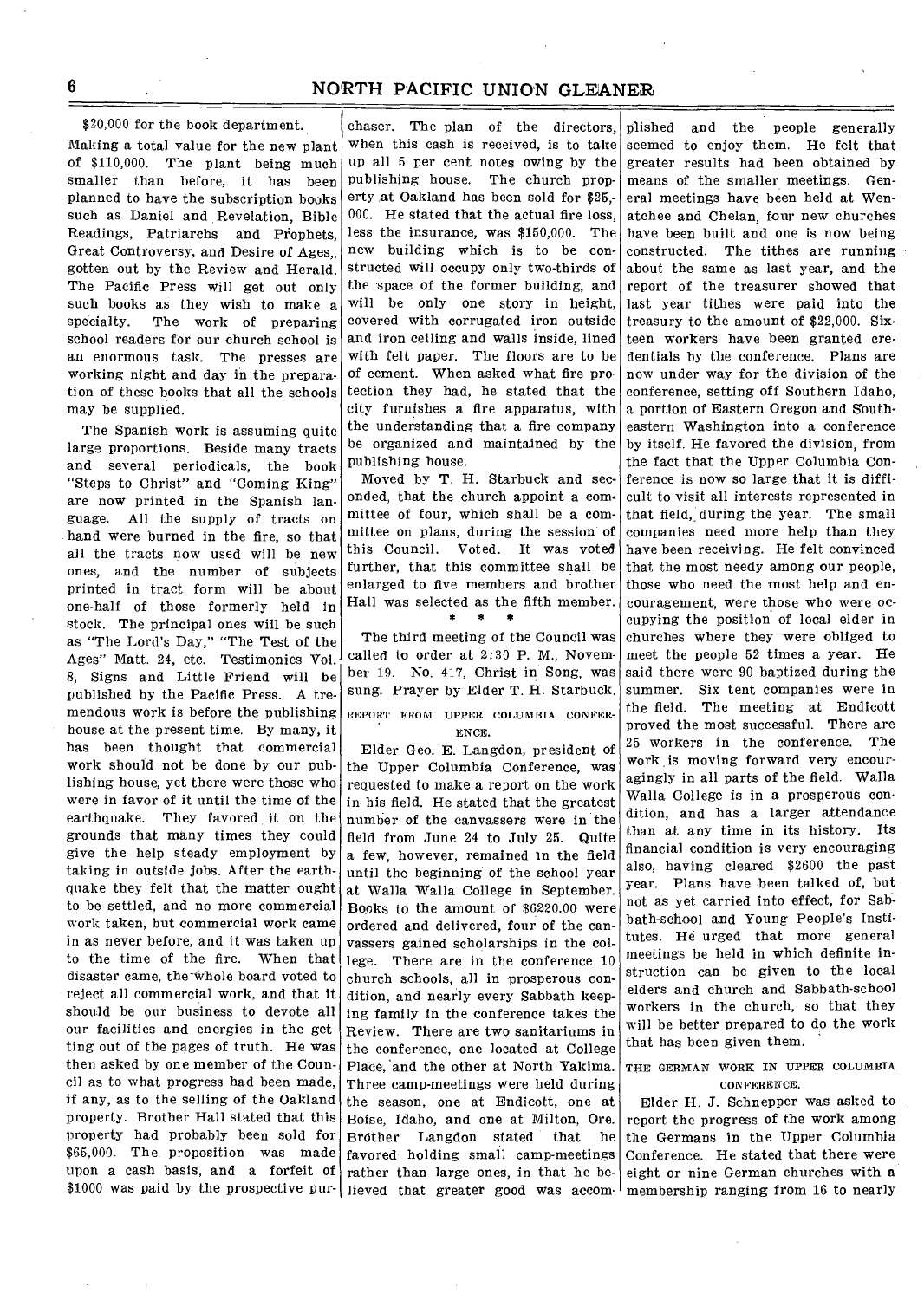$20,000 for the book department. Making a total value for the new plant of $110,000. The plant being much smaller than before, it has been planned to have the subscription books such as Daniel and Revelation, Bible Readings, Patriarchs and Prophets, Great Controversy, and Desire of Ages,, gotten out by the Review and Herald. The Pacific Press will get out only such books as they wish to make a specialty. The work of preparing school readers for our church school is an enormous task. The presses are working night and day in the preparation of these books that all the schools may be supplied.

The Spanish work is assuming quite large proportions. Beside many tracts and several periodicals, the book "Steps to Christ" and "Coming King" are now printed in the Spanish language. All the supply of tracts on hand were burned in the fire, so that all the tracts now used will be new ones, and the number of subjects printed in tract form will be about one-half of those formerly held in stock. The principal ones will be such as "The Lord's Day," "The Test of the Ages" Matt. 24, etc. Testimonies Vol. 8, Signs and Little Friend will be published by the Pacific Press. A tremendous work is before the publishing house at the present time. By many, it has been thought that commercial work should not be done by our publishing house, yet there were those who were in favor of it until the time of the earthquake. They favored it on the grounds that many times they could give the help steady employment by taking in outside jobs. After the earthquake they felt that the matter ought to be settled, and no more commercial work taken, but commercial work came in as never before, and it was taken up to the time of the fire. When that disaster came, the whole board voted to reject all commercial work, and that it should be our business to devote all our facilities and energies in the getting out of the pages of truth. He was then asked by one member of the Council as to what progress had been made, if any, as to the selling of the Oakland property. Brother Hall stated that this property had probably been sold for $65,000. The proposition was made upon a cash basis, and a forfeit of $1000 was paid by the prospective purchaser. The plan of the directors, when this cash is received, is to take up all 5 per cent notes owing by the publishing house. The church property at Oakland has been sold for $25,-000. He stated that the actual fire loss, less the insurance, was $150,000. The new building which is to be constructed will occupy only two-thirds of the space of the former building, and will be only one story in height, covered with corrugated iron outside and iron ceiling and walls inside, lined with felt paper. The floors are to be of cement. When asked what fire protection they had, he stated that the city furnishes a fire apparatus, with the understanding that a fire company be organized and maintained by the publishing house.

Moved by T. H. Starbuck and seconded, that the church appoint a committee of four, which shall be a committee on plans, during the session of this Council. Voted. It was voted further, that this committee shall be enlarged to five members and brother Hall was selected as the fifth member.

\* \* \*

The third meeting of the Council was called to order at 2:30 P. M., November 19. No. 417, Christ in Song, was sung. Prayer by Elder T. H. Starbuck.

### REPORT FROM UPPER COLUMBIA CONFERENCE.

Elder Geo. E. Langdon, president of the Upper Columbia Conference, was requested to make a report on the work in his field. He stated that the greatest number of the canvassers were in the field from June 24 to July 25. Quite a few, however, remained in the field until the beginning of the school year at Walla Walla College in September. Books to the amount of $6220.00 were ordered and delivered, four of the canvassers gained scholarships in the college. There are in the conference 10 church schools, all in prosperous condition, and nearly every Sabbath keeping family in the conference takes the Review. There are two sanitariums in the conference, one located at College Place, and the other at North Yakima. Three camp-meetings were held during the season, one at Endicott, one at Boise, Idaho, and one at Milton, Ore. Brother Langdon stated that he favored holding small camp-meetings rather than large ones, in that he believed that greater good was accomplished and the people generally seemed to enjoy them. He felt that greater results had been obtained by means of the smaller meetings. General meetings have been held at Wenatchee and Chelan, four new churches have been built and one is now being constructed. The tithes are running about the same as last year, and the report of the treasurer showed that last year tithes were paid into the treasury to the amount of $22,000. Sixteen workers have been granted credentials by the conference. Plans are now under way for the division of the conference, setting off Southern Idaho, a portion of Eastern Oregon and Southeastern Washington into a conference by itself. He favored the division, from the fact that the Upper Columbia Conference is now so large that it is difficult to visit all interests represented in that field, during the year. The small companies need more help than they have been receiving. He felt convinced that the most needy among our people, those who need the most help and encouragement, were those who were occupying the position of local elder in churches where they were obliged to meet the people 52 times a year. He said there were 90 baptized during the summer. Six tent companies were in the field. The meeting at Endicott proved the most successful. There are 25 workers in the conference. The work is moving forward very encouragingly in all parts of the field. Walla Walla College is in a prosperous condition, and has a larger attendance than at any time in its history. Its financial condition is very encouraging also, having cleared $2600 the past year. Plans have been talked of, but not as yet carried into effect, for Sabbath-school and Young People's Institutes. He urged that more general meetings be held in which definite instruction can be given to the local elders and church and Sabbath-school workers in the church, so that they will be better prepared to do the work that has been given them.

### THE GERMAN WORK IN UPPER COLUMBIA CONFERENCE.

Elder H. J. Schnepper was asked to report the progress of the work among the Germans in the Upper Columbia Conference. He stated that there were eight or nine German churches with a membership ranging from 16 to nearly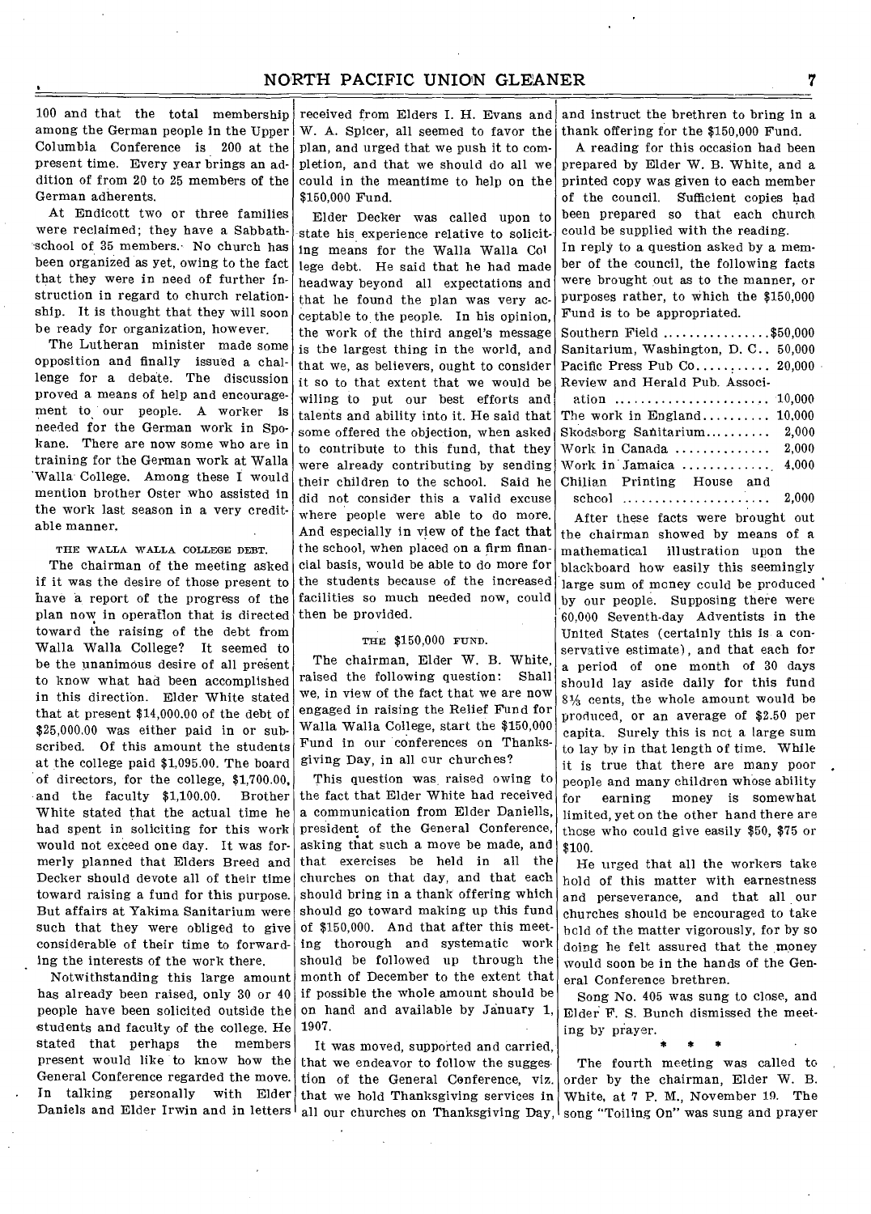100 and that the total membership among the German people in the Upper Columbia Conference is 200 at the present time. Every year brings an addition of from 20 to 25 members of the German adherents.

At Endicott two or three families were reclaimed; they have a Sabbath-school of 35 members. No church has been organized as yet, owing to the fact that they were in need of further instruction in regard to church relationship. It is thought that they will soon be ready for organization, however.

The Lutheran minister made some opposition and finally issued a challenge for a debate. The discussion proved a means of help and encouragement to our people. A worker is needed for the German work in Spokane. There are now some who are in training for the German work at Walla Walla College. Among these I would mention brother Oster who assisted in the work last season in a very creditable manner.

### THE WALLA WALLA COLLEGE DEBT.

The chairman of the meeting asked if it was the desire of those present to have a report of the progress of the plan now in operation that is directed toward the raising of the debt from Walla Walla College? It seemed to be the unanimous desire of all present to know what had been accomplished in this direction. Elder White stated that at present $14,000.00 of the debt of $25,000.00 was either paid in or subscribed. Of this amount the students at the college paid $1,095.00. The board of directors, for the college, $1,700.00, and the faculty $1,100.00. Brother White stated that the actual time he had spent in soliciting for this work would not exceed one day. It was formerly planned that Elders Breed and Decker should devote all of their time toward raising a fund for this purpose. But affairs at Yakima Sanitarium were such that they were obliged to give considerable of their time to forwarding the interests of the work there.

Notwithstanding this large amount has already been raised, only 30 or 40 people have been solicited outside the students and faculty of the college. He stated that perhaps the members present would like to know how the General Conference regarded the move. In talking personally with Elder Daniels and Elder Irwin and in letters received from Elders I. H. Evans and W. A. Spicer, all seemed to favor the plan, and urged that we push it to completion, and that we should do all we could in the meantime to help on the $150,000 Fund.

Elder Decker was called upon to state his experience relative to soliciting means for the Walla Walla College debt. He said that he had made headway beyond all expectations and that he found the plan was very acceptable to the people. In his opinion, the work of the third angel's message is the largest thing in the world, and that we, as believers, ought to consider it so to that extent that we would be wiling to put our best efforts and talents and ability into it. He said that some offered the objection, when asked to contribute to this fund, that they were already contributing by sending their children to the school. Said he did not consider this a valid excuse where people were able to do more. And especially in view of the fact that the school, when placed on a firm financial basis, would be able to do more for the students because of the increased facilities so much needed now, could then be provided.

### THE $150,000 FUND.

The chairman, Elder W. B. White, raised the following question: Shall we, in view of the fact that we are now engaged in raising the Relief Fund for Walla Walla College, start the $150,000 Fund in our conferences on Thanksgiving Day, in all our churches?

This question was raised owing to the fact that Elder White had received a communication from Elder Daniells, president of the General Conference, asking that such a move be made, and that exercises be held in all the churches on that day, and that each should bring in a thank offering which should go toward making up this fund of $150,000. And that after this meeting thorough and systematic work should be followed up through the month of December to the extent that if possible the whole amount should be on hand and available by January 1, 1907.

It was moved, supported and carried, that we endeavor to follow the suggestion of the General Conference, viz. that we hold Thanksgiving services in all our churches on Thanksgiving Day, and instruct the brethren to bring in a thank offering for the $150,000 Fund.

A reading for this occasion had been prepared by Elder W. B. White, and a printed copy was given to each member of the council. Sufficient copies had been prepared so that each church could be supplied with the reading.

In reply to a question asked by a member of the council, the following facts were brought out as to the manner, or purposes rather, to which the $150,000 Fund is to be appropriated.

| | |
|---|---|
| Southern Field | $50,000 |
| Sanitarium, Washington, D. C. | 50,000 |
| Pacific Press Pub Co. | 20,000 |
| Review and Herald Pub. Association | 10,000 |
| The work in England | 10,000 |
| Skodsborg Sanitarium | 2,000 |
| Work in Canada | 2,000 |
| Work in Jamaica | 4,000 |
| Chilian Printing House and school | 2,000 |

After these facts were brought out the chairman showed by means of a mathematical illustration upon the blackboard how easily this seemingly large sum of money could be produced by our people. Supposing there were 60,000 Seventh-day Adventists in the United States (certainly this is a conservative estimate), and that each for a period of one month of 30 days should lay aside daily for this fund 8⅓ cents, the whole amount would be produced, or an average of $2.50 per capita. Surely this is not a large sum to lay by in that length of time. While it is true that there are many poor people and many children whose ability for earning money is somewhat limited, yet on the other hand there are those who could give easily $50, $75 or $100.

He urged that all the workers take hold of this matter with earnestness and perseverance, and that all our churches should be encouraged to take hold of the matter vigorously, for by so doing he felt assured that the money would soon be in the hands of the General Conference brethren.

Song No. 405 was sung to close, and Elder F. S. Bunch dismissed the meeting by prayer.

\* \* \*

The fourth meeting was called to order by the chairman, Elder W. B. White, at 7 P. M., November 19. The song "Toiling On" was sung and prayer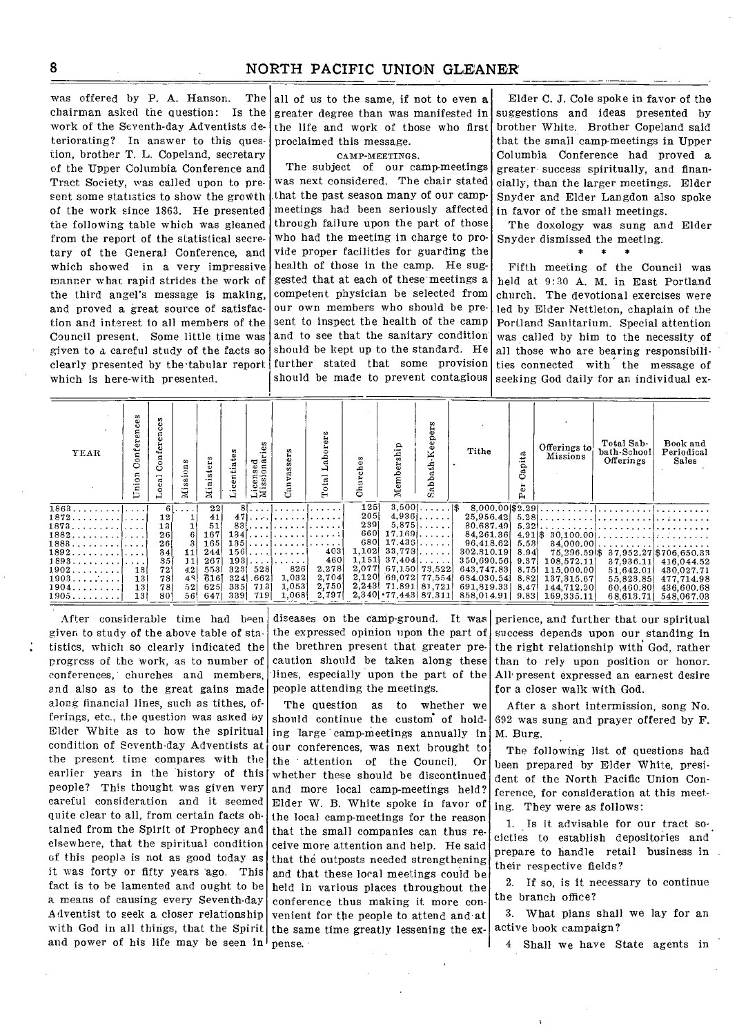was offered by P. A. Hanson. The chairman asked the question: Is the work of the Seventh-day Adventists deteriorating? In answer to this question, brother T. L. Copeland, secretary of the Upper Columbia Conference and Tract Society, was called upon to present some statistics to show the growth of the work since 1863. He presented the following table which was gleaned from the report of the statistical secretary of the General Conference, and which showed in a very impressive manner what rapid strides the work of the third angel's message is making, and proved a great source of satisfaction and interest to all members of the Council present. Some little time was given to a careful study of the facts so clearly presented by the tabular report which is here-with presented.

| YEAR | Union Conferences | Local Conferences | Missions | Ministers | Licentiates | Licensed Missionaries | Canvassers | Total Laborers | Churches | Membership | Sabbath-Keepers | Tithe | Per Capita | Offerings to Missions | Total Sabbath-School Offerings | Book and Periodical Sales |
|---|---|---|---|---|---|---|---|---|---|---|---|---|---|---|---|---|
| 1863 | .... | 6 | ... | 22 | 8 | ... | ...... | ...... | 125 | 3,500 | ...... | $ 8,000.00 | $2.29 | .......... | .......... | .......... |
| 1872 | .... | 12 | 1 | 41 | 47 | ... | ...... | ...... | 205 | 4,936 | ...... | 25,956.42 | 5.28 | .......... | .......... | .......... |
| 1873 | .... | 13 | 1 | 51 | 83 | ... | ...... | ...... | 239 | 5,875 | ...... | 30,687.49 | 5.22 | .......... | .......... | .......... |
| 1882 | .... | 26 | 6 | 167 | 134 | ... | ...... | ...... | 660 | 17,169 | ...... | 84,261.36 | 4.91 | $ 30,100.00 | .......... | .......... |
| 1883 | .... | 26 | 3 | 165 | 135 | ... | ...... | ...... | 680 | 17,436 | ...... | 96,418.62 | 5.53 | 34,000.00 | .......... | .......... |
| 1892 | .... | 34 | 11 | 244 | 156 | ... | ...... | 403 | 1,102 | 33,778 | ...... | 302,310.19 | 8.94 | 75,296.59 | $ 37,952.27 | $706,650.33 |
| 1893 | .... | 35 | 11 | 267 | 193 | ... | ...... | 460 | 1,151 | 37,404 | ...... | 350,690.56 | 9.37 | 108,572.11 | 37,936.11 | 416,044.52 |
| 1902 | 13 | 72 | 42 | 553 | 328 | 528 | 826 | 2,278 | 2,077 | 67,150 | 73,522 | 643,747.83 | 8.75 | 115,000.00 | 51,642.01 | 430,027.71 |
| 1903 | 13 | 78 | 48 | 616 | 324 | 662 | 1,032 | 2,704 | 2,120 | 69,072 | 77,554 | 684,030.54 | 8.82 | 137,315.67 | 55,823.85 | 477,714.98 |
| 1904 | 13 | 78 | 52 | 625 | 335 | 713 | 1,053 | 2,750 | 2,243 | 71,891 | 81,721 | 691,819.33 | 8.47 | 144,712.20 | 60,460.80 | 436,600.68 |
| 1905 | 13 | 80 | 56 | 647 | 339 | 719 | 1,068 | 2,797 | 2,340 | 77,443 | 87,311 | 858,014.91 | 9.83 | 169,335.11 | 68,613.71 | 548,067.03 |

After considerable time had been given to study of the above table of statistics, which so clearly indicated the progress of the work, as to number of conferences, churches and members, and also as to the great gains made along financial lines, such as tithes, offerings, etc., the question was asked by Elder White as to how the spiritual condition of Seventh-day Adventists at the present time compares with the earlier years in the history of this people? This thought was given very careful consideration and it seemed quite clear to all, from certain facts obtained from the Spirit of Prophecy and elsewhere, that the spiritual condition of this people is not as good today as it was forty or fifty years ago. This fact is to be lamented and ought to be a means of causing every Seventh-day Adventist to seek a closer relationship with God in all things, that the Spirit and power of his life may be seen in all of us to the same, if not to even a greater degree than was manifested in the life and work of those who first proclaimed this message.

CAMP-MEETINGS.

The subject of our camp-meetings was next considered. The chair stated that the past season many of our camp-meetings had been seriously affected through failure upon the part of those who had the meeting in charge to provide proper facilities for guarding the health of those in the camp. He suggested that at each of these meetings a competent physician be selected from our own members who should be present to inspect the health of the camp and to see that the sanitary condition should be kept up to the standard. He further stated that some provision should be made to prevent contagious diseases on the camp-ground. It was the expressed opinion upon the part of the brethren present that greater precaution should be taken along these lines, especially upon the part of the people attending the meetings.

The question as to whether we should continue the custom of holding large camp-meetings annually in our conferences, was next brought to the attention of the Council. Or whether these should be discontinued and more local camp-meetings held? Elder W. B. White spoke in favor of the local camp-meetings for the reason that the small companies can thus receive more attention and help. He said that the outposts needed strengthening and that these local meetings could be held in various places throughout the conference thus making it more convenient for the people to attend and at the same time greatly lessening the expense.

Elder C. J. Cole spoke in favor of the suggestions and ideas presented by brother White. Brother Copeland said that the small camp-meetings in Upper Columbia Conference had proved a greater success spiritually, and financially, than the larger meetings. Elder Snyder and Elder Langdon also spoke in favor of the small meetings.

The doxology was sung and Elder Snyder dismissed the meeting.

\* \* \*

Fifth meeting of the Council was held at 9:30 A. M. in East Portland church. The devotional exercises were led by Elder Nettleton, chaplain of the Portland Sanitarium. Special attention was called by him to the necessity of all those who are bearing responsibilities connected with the message of seeking God daily for an individual experience, and further that our spiritual success depends upon our standing in the right relationship with God, rather than to rely upon position or honor. All present expressed an earnest desire for a closer walk with God.

After a short intermission, song No. 692 was sung and prayer offered by F. M. Burg.

The following list of questions had been prepared by Elder White, president of the North Pacific Union Conference, for consideration at this meeting. They were as follows:

1. Is it advisable for our tract societies to establish depositories and prepare to handle retail business in their respective fields?

2. If so, is it necessary to continue the branch office?

3. What plans shall we lay for an active book campaign?

4. Shall we have State agents in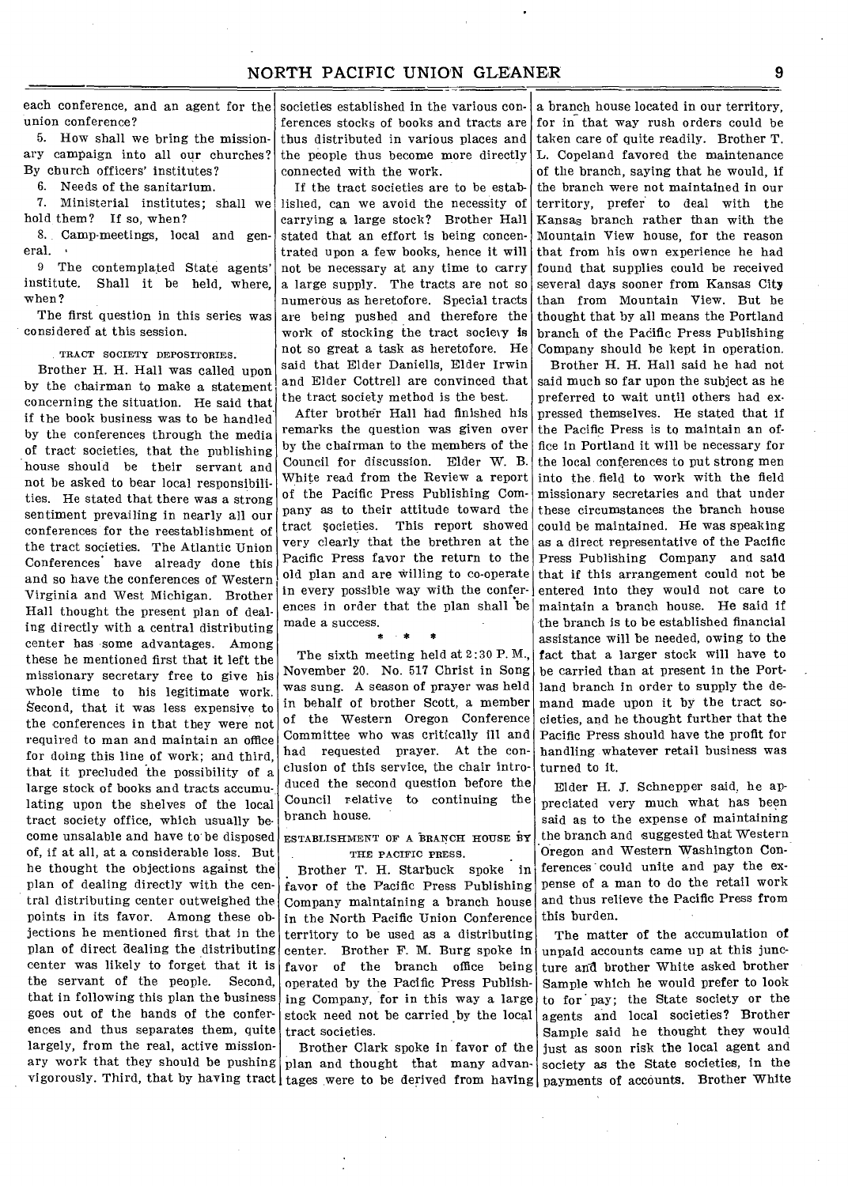each conference, and an agent for the union conference?

5. How shall we bring the missionary campaign into all our churches? By church officers' institutes?

6. Needs of the sanitarium.

7. Ministerial institutes; shall we hold them? If so, when?

8. Camp-meetings, local and general.

9 The contemplated State agents' institute. Shall it be held, where, when?

The first question in this series was considered at this session.

### TRACT SOCIETY DEPOSITORIES.

Brother H. H. Hall was called upon by the chairman to make a statement concerning the situation. He said that if the book business was to be handled by the conferences through the media of tract societies, that the publishing house should be their servant and not be asked to bear local responsibilities. He stated that there was a strong sentiment prevailing in nearly all our conferences for the reestablishment of the tract societies. The Atlantic Union Conferences have already done this and so have the conferences of Western Virginia and West Michigan. Brother Hall thought the present plan of dealing directly with a central distributing center has some advantages. Among these he mentioned first that it left the missionary secretary free to give his whole time to his legitimate work. Second, that it was less expensive to the conferences in that they were not required to man and maintain an office for doing this line of work; and third, that it precluded the possibility of a large stock of books and tracts accumulating upon the shelves of the local tract society office, which usually become unsalable and have to be disposed of, if at all, at a considerable loss. But he thought the objections against the plan of dealing directly with the central distributing center outweighed the points in its favor. Among these objections he mentioned first that in the plan of direct dealing the distributing center was likely to forget that it is the servant of the people. Second, that in following this plan the business goes out of the hands of the conferences and thus separates them, quite largely, from the real, active missionary work that they should be pushing vigorously. Third, that by having tract societies established in the various conferences stocks of books and tracts are thus distributed in various places and the people thus become more directly connected with the work.

If the tract societies are to be established, can we avoid the necessity of carrying a large stock? Brother Hall stated that an effort is being concentrated upon a few books, hence it will not be necessary at any time to carry a large supply. The tracts are not so numerous as heretofore. Special tracts are being pushed and therefore the work of stocking the tract society is not so great a task as heretofore. He said that Elder Daniells, Elder Irwin and Elder Cottrell are convinced that the tract society method is the best.

After brother Hall had finished his remarks the question was given over by the chairman to the members of the Council for discussion. Elder W. B. White read from the Review a report of the Pacific Press Publishing Company as to their attitude toward the tract societies. This report showed very clearly that the brethren at the Pacific Press favor the return to the old plan and are willing to co-operate in every possible way with the conferences in order that the plan shall be made a success.

\* \* \*

The sixth meeting held at 2:30 P. M., November 20. No. 517 Christ in Song was sung. A season of prayer was held in behalf of brother Scott, a member of the Western Oregon Conference Committee who was critically ill and had requested prayer. At the conclusion of this service, the chair introduced the second question before the Council relative to continuing the branch house.

### ESTABLISHMENT OF A BRANCH HOUSE BY THE PACIFIC PRESS.

Brother T. H. Starbuck spoke in favor of the Pacific Press Publishing Company maintaining a branch house in the North Pacific Union Conference territory to be used as a distributing center. Brother F. M. Burg spoke in favor of the branch office being operated by the Pacific Press Publishing Company, for in this way a large stock need not be carried by the local tract societies.

Brother Clark spoke in favor of the plan and thought that many advantages were to be derived from having a branch house located in our territory, for in that way rush orders could be taken care of quite readily. Brother T. L. Copeland favored the maintenance of the branch, saying that he would, if the branch were not maintained in our territory, prefer to deal with the Kansas branch rather than with the Mountain View house, for the reason that from his own experience he had found that supplies could be received several days sooner from Kansas City than from Mountain View. But he thought that by all means the Portland branch of the Pacific Press Publishing Company should be kept in operation.

Brother H. H. Hall said he had not said much so far upon the subject as he preferred to wait until others had expressed themselves. He stated that if the Pacific Press is to maintain an office in Portland it will be necessary for the local conferences to put strong men into the field to work with the field missionary secretaries and that under these circumstances the branch house could be maintained. He was speaking as a direct representative of the Pacific Press Publishing Company and said that if this arrangement could not be entered into they would not care to maintain a branch house. He said if the branch is to be established financial assistance will be needed, owing to the fact that a larger stock will have to be carried than at present in the Portland branch in order to supply the demand made upon it by the tract societies, and he thought further that the Pacific Press should have the profit for handling whatever retail business was turned to it.

Elder H. J. Schnepper said, he appreciated very much what has been said as to the expense of maintaining the branch and suggested that Western Oregon and Western Washington Conferences could unite and pay the expense of a man to do the retail work and thus relieve the Pacific Press from this burden.

The matter of the accumulation of unpaid accounts came up at this juncture and brother White asked brother Sample which he would prefer to look to for pay; the State society or the agents and local societies? Brother Sample said he thought they would just as soon risk the local agent and society as the State societies, in the payments of accounts. Brother White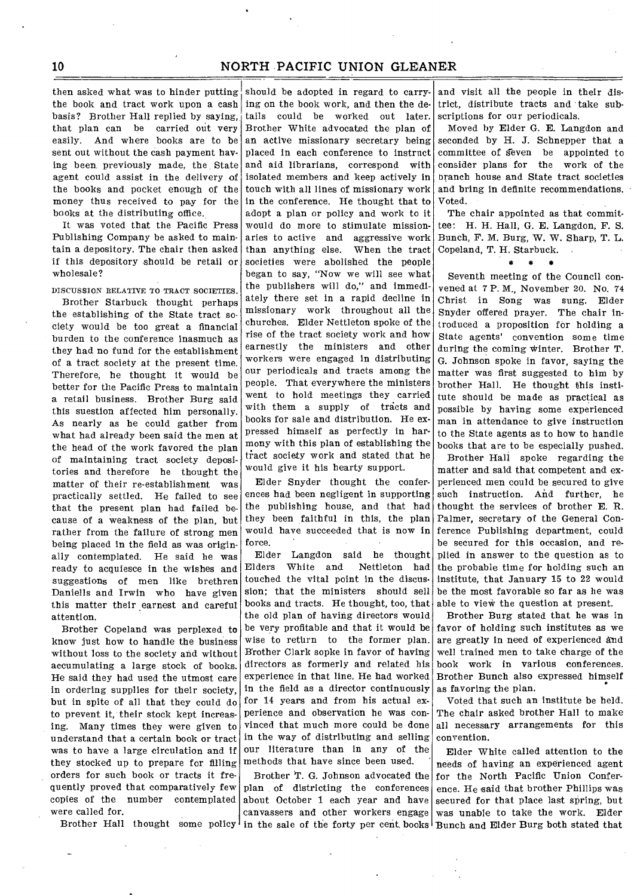then asked what was to hinder putting the book and tract work upon a cash basis? Brother Hall replied by saying, that plan can be carried out very easily. And where books are to be sent out without the cash payment having been previously made, the State agent could assist in the delivery of the books and pocket enough of the money thus received to pay for the books at the distributing office.

It was voted that the Pacific Press Publishing Company be asked to maintain a depository. The chair then asked if this depository should be retail or wholesale?

DISCUSSION RELATIVE TO TRACT SOCIETIES.

Brother Starbuck thought perhaps the establishing of the State tract society would be too great a financial burden to the conference inasmuch as they had no fund for the establishment of a tract society at the present time. Therefore, he thought it would be better for the Pacific Press to maintain a retail business. Brother Burg said this suestion affected him personally. As nearly as he could gather from what had already been said the men at the head of the work favored the plan of maintaining tract society depositories and therefore he thought the matter of their re-establishment was practically settled. He failed to see that the present plan had failed because of a weakness of the plan, but rather from the failure of strong men being placed in the field as was originally contemplated. He said he was ready to acquiesce in the wishes and suggestions of men like brethren Daniells and Irwin who have given this matter their earnest and careful attention.

Brother Copeland was perplexed to know just how to handle the business without loss to the society and without accumulating a large stock of books. He said they had used the utmost care in ordering supplies for their society, but in spite of all that they could do to prevent it, their stock kept increasing. Many times they were given to understand that a certain book or tract was to have a large circulation and if they stocked up to prepare for filling orders for such book or tracts it frequently proved that comparatively few copies of the number contemplated were called for.

Brother Hall thought some policy should be adopted in regard to carrying on the book work, and then the details could be worked out later. Brother White advocated the plan of an active missionary secretary being placed in each conference to instruct and aid librarians, correspond with isolated members and keep actively in touch with all lines of missionary work in the conference. He thought that to adopt a plan or policy and work to it would do more to stimulate missionaries to active and aggressive work than anything else. When the tract societies were abolished the people began to say, "Now we will see what the publishers will do," and immediately there set in a rapid decline in missionary work throughout all the churches. Elder Nettleton spoke of the rise of the tract society work and how earnestly the ministers and other workers were engaged in distributing our periodicals and tracts among the people. That everywhere the ministers went to hold meetings they carried with them a supply of tracts and books for sale and distribution. He expressed himself as perfectly in harmony with this plan of establishing the tract society work and stated that he would give it his hearty support.

Elder Snyder thought the conferences had been negligent in supporting the publishing house, and that had they been faithful in this, the plan would have succeeded that is now in force.

Elder Langdon said he thought Elders White and Nettleton had touched the vital point in the discussion; that the ministers should sell books and tracts. He thought, too, that the old plan of having directors would be very profitable and that it would be wise to return to the former plan. Brother Clark sopke in favor of having directors as formerly and related his experience in that line. He had worked in the field as a director continuously for 14 years and from his actual experience and observation he was convinced that much more could be done in the way of distributing and selling our literature than in any of the methods that have since been used.

Brother T. G. Johnson advocated the plan of districting the conferences about October 1 each year and have canvassers and other workers engage in the sale of the forty per cent. books and visit all the people in their district, distribute tracts and take subscriptions for our periodicals.

Moved by Elder G. E. Langdon and seconded by H. J. Schnepper that a committee of seven be appointed to consider plans for the work of the branch house and State tract societies and bring in definite recommendations. Voted.

The chair appointed as that committee: H. H. Hall, G. E. Langdon, F. S. Bunch, F. M. Burg, W. W. Sharp, T. L. Copeland, T. H. Starbuck.

\* \* \*

Seventh meeting of the Council convened at 7 P. M., November 20. No. 74 Christ in Song was sung. Elder Snyder offered prayer. The chair introduced a proposition for holding a State agents' convention some time during the coming winter. Brother T. G. Johnson spoke in favor, saying the matter was first suggested to him by brother Hall. He thought this institute should be made as practical as possible by having some experienced man in attendance to give instruction to the State agents as to how to handle books that are to be especially pushed.

Brother Hall spoke regarding the matter and said that competent and experienced men could be secured to give such instruction. And further, he thought the services of brother E. R. Palmer, secretary of the General Conference Publishing department, could be secured for this occasion, and replied in answer to the question as to the probable time for holding such an institute, that January 15 to 22 would be the most favorable so far as he was able to view the question at present.

Brother Burg stated that he was in favor of holding such institutes as we are greatly in need of experienced and well trained men to take charge of the book work in various conferences. Brother Bunch also expressed himself as favoring the plan.

Voted that such an institute be held. The chair asked brother Hall to make all necessary arrangements for this convention.

Elder White called attention to the needs of having an experienced agent for the North Pacific Union Conference. He said that brother Phillips was secured for that place last spring, but was unable to take the work. Elder Bunch and Elder Burg both stated that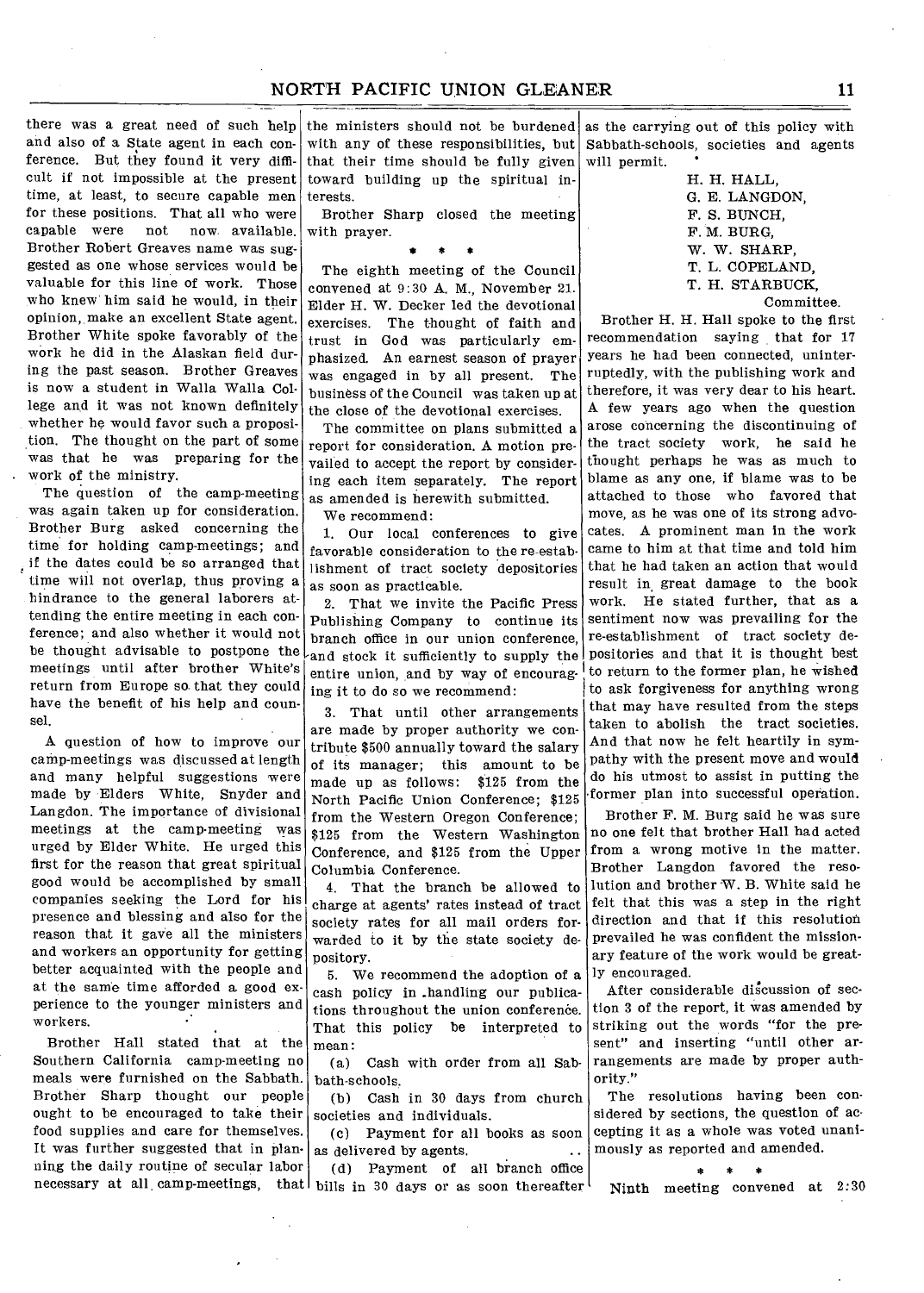there was a great need of such help and also of a State agent in each conference. But they found it very difficult if not impossible at the present time, at least, to secure capable men for these positions. That all who were capable were not now available. Brother Robert Greaves name was suggested as one whose services would be valuable for this line of work. Those who knew him said he would, in their opinion, make an excellent State agent. Brother White spoke favorably of the work he did in the Alaskan field during the past season. Brother Greaves is now a student in Walla Walla College and it was not known definitely whether he would favor such a proposition. The thought on the part of some was that he was preparing for the work of the ministry.

The question of the camp-meeting was again taken up for consideration. Brother Burg asked concerning the time for holding camp-meetings; and if the dates could be so arranged that time will not overlap, thus proving a hindrance to the general laborers attending the entire meeting in each conference; and also whether it would not be thought advisable to postpone the meetings until after brother White's return from Europe so that they could have the benefit of his help and counsel.

A question of how to improve our camp-meetings was discussed at length and many helpful suggestions were made by Elders White, Snyder and Langdon. The importance of divisional meetings at the camp-meeting was urged by Elder White. He urged this first for the reason that great spiritual good would be accomplished by small companies seeking the Lord for his presence and blessing and also for the reason that it gave all the ministers and workers an opportunity for getting better acquainted with the people and at the same time afforded a good experience to the younger ministers and workers.

Brother Hall stated that at the Southern California camp-meeting no meals were furnished on the Sabbath. Brother Sharp thought our people ought to be encouraged to take their food supplies and care for themselves. It was further suggested that in planning the daily routine of secular labor necessary at all camp-meetings, that the ministers should not be burdened with any of these responsibilities, but that their time should be fully given toward building up the spiritual interests.

Brother Sharp closed the meeting with prayer.

\* \* \*

The eighth meeting of the Council convened at 9:30 A. M., November 21. Elder H. W. Decker led the devotional exercises. The thought of faith and trust in God was particularly emphasized. An earnest season of prayer was engaged in by all present. The business of the Council was taken up at the close of the devotional exercises.

The committee on plans submitted a report for consideration. A motion prevailed to accept the report by considering each item separately. The report as amended is herewith submitted.

We recommend:

1. Our local conferences to give favorable consideration to the re-establishment of tract society depositories as soon as practicable.

2. That we invite the Pacific Press Publishing Company to continue its branch office in our union conference, and stock it sufficiently to supply the entire union, and by way of encouraging it to do so we recommend:

3. That until other arrangements are made by proper authority we contribute $500 annually toward the salary of its manager; this amount to be made up as follows: $125 from the North Pacific Union Conference; $125 from the Western Oregon Conference; $125 from the Western Washington Conference, and $125 from the Upper Columbia Conference.

4. That the branch be allowed to charge at agents' rates instead of tract society rates for all mail orders forwarded to it by the state society depository.

5. We recommend the adoption of a cash policy in handling our publications throughout the union conference. That this policy be interpreted to mean:

(a) Cash with order from all Sabbath-schools.

(b) Cash in 30 days from church societies and individuals.

(c) Payment for all books as soon as delivered by agents.

(d) Payment of all branch office bills in 30 days or as soon thereafter as the carrying out of this policy with Sabbath-schools, societies and agents will permit.

H. H. HALL,
G. E. LANGDON,
F. S. BUNCH,
F. M. BURG,
W. W. SHARP,
T. L. COPELAND,
T. H. STARBUCK,
Committee.

Brother H. H. Hall spoke to the first recommendation saying that for 17 years he had been connected, uninterruptedly, with the publishing work and therefore, it was very dear to his heart. A few years ago when the question arose concerning the discontinuing of the tract society work, he said he thought perhaps he was as much to blame as any one, if blame was to be attached to those who favored that move, as he was one of its strong advocates. A prominent man in the work came to him at that time and told him that he had taken an action that would result in great damage to the book work. He stated further, that as a sentiment now was prevailing for the re-establishment of tract society depositories and that it is thought best to return to the former plan, he wished to ask forgiveness for anything wrong that may have resulted from the steps taken to abolish the tract societies. And that now he felt heartily in sympathy with the present move and would do his utmost to assist in putting the former plan into successful operation.

Brother F. M. Burg said he was sure no one felt that brother Hall had acted from a wrong motive in the matter. Brother Langdon favored the resolution and brother W. B. White said he felt that this was a step in the right direction and that if this resolution prevailed he was confident the missionary feature of the work would be greatly encouraged.

After considerable discussion of section 3 of the report, it was amended by striking out the words "for the present" and inserting "until other arrangements are made by proper authority."

The resolutions having been considered by sections, the question of accepting it as a whole was voted unanimously as reported and amended.

\* \* \*

Ninth meeting convened at 2:30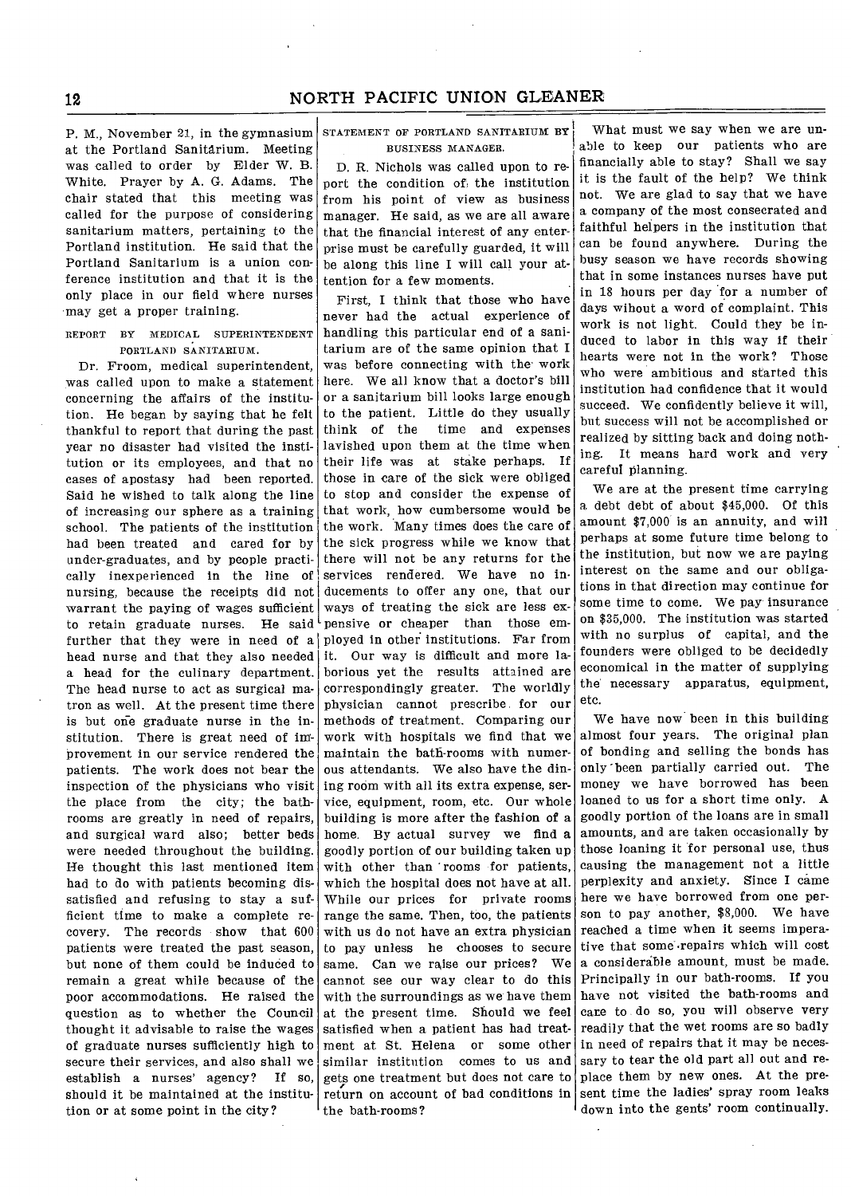P. M., November 21, in the gymnasium at the Portland Sanitarium. Meeting was called to order by Elder W. B. White. Prayer by A. G. Adams. The chair stated that this meeting was called for the purpose of considering sanitarium matters, pertaining to the Portland institution. He said that the Portland Sanitarium is a union conference institution and that it is the only place in our field where nurses may get a proper training.

### REPORT BY MEDICAL SUPERINTENDENT PORTLAND SANITARIUM.

Dr. Froom, medical superintendent, was called upon to make a statement concerning the affairs of the institution. He began by saying that he felt thankful to report that during the past year no disaster had visited the institution or its employees, and that no cases of apostasy had been reported. Said he wished to talk along the line of increasing our sphere as a training school. The patients of the institution had been treated and cared for by under-graduates, and by people practically inexperienced in the line of nursing, because the receipts did not warrant the paying of wages sufficient to retain graduate nurses. He said further that they were in need of a head nurse and that they also needed a head for the culinary department. The head nurse to act as surgical matron as well. At the present time there is but one graduate nurse in the institution. There is great need of improvement in our service rendered the patients. The work does not bear the inspection of the physicians who visit the place from the city; the bathrooms are greatly in need of repairs, and surgical ward also; better beds were needed throughout the building. He thought this last mentioned item had to do with patients becoming dissatisfied and refusing to stay a sufficient time to make a complete recovery. The records show that 600 patients were treated the past season, but none of them could be induced to remain a great while because of the poor accommodations. He raised the question as to whether the Council thought it advisable to raise the wages of graduate nurses sufficiently high to secure their services, and also shall we establish a nurses' agency? If so, should it be maintained at the institution or at some point in the city?

### STATEMENT OF PORTLAND SANITARIUM BY BUSINESS MANAGER.

D. R. Nichols was called upon to report the condition of the institution from his point of view as business manager. He said, as we are all aware that the financial interest of any enterprise must be carefully guarded, it will be along this line I will call your attention for a few moments.

First, I think that those who have never had the actual experience of handling this particular end of a sanitarium are of the same opinion that I was before connecting with the work here. We all know that a doctor's bill or a sanitarium bill looks large enough to the patient. Little do they usually think of the time and expenses lavished upon them at the time when their life was at stake perhaps. If those in care of the sick were obliged to stop and consider the expense of that work, how cumbersome would be the work. Many times does the care of the sick progress while we know that there will not be any returns for the services rendered. We have no inducements to offer any one, that our ways of treating the sick are less expensive or cheaper than those employed in other institutions. Far from it. Our way is difficult and more laborious yet the results attained are correspondingly greater. The worldly physician cannot prescribe for our methods of treatment. Comparing our work with hospitals we find that we maintain the bath-rooms with numerous attendants. We also have the dining room with all its extra expense, service, equipment, room, etc. Our whole building is more after the fashion of a home. By actual survey we find a goodly portion of our building taken up with other than rooms for patients, which the hospital does not have at all. While our prices for private rooms range the same. Then, too, the patients with us do not have an extra physician to pay unless he chooses to secure same. Can we raise our prices? We cannot see our way clear to do this with the surroundings as we have them at the present time. Should we feel satisfied when a patient has had treatment at St. Helena or some other similar institution comes to us and gets one treatment but does not care to return on account of bad conditions in the bath-rooms?

What must we say when we are unable to keep our patients who are financially able to stay? Shall we say it is the fault of the help? We think not. We are glad to say that we have a company of the most consecrated and faithful helpers in the institution that can be found anywhere. During the busy season we have records showing that in some instances nurses have put in 18 hours per day for a number of days wihout a word of complaint. This work is not light. Could they be induced to labor in this way if their hearts were not in the work? Those who were ambitious and started this institution had confidence that it would succeed. We confidently believe it will, but success will not be accomplished or realized by sitting back and doing nothing. It means hard work and very careful planning.

We are at the present time carrying a debt debt of about $45,000. Of this amount $7,000 is an annuity, and will perhaps at some future time belong to the institution, but now we are paying interest on the same and our obligations in that direction may continue for some time to come. We pay insurance on $35,000. The institution was started with no surplus of capital, and the founders were obliged to be decidedly economical in the matter of supplying the necessary apparatus, equipment, etc.

We have now been in this building almost four years. The original plan of bonding and selling the bonds has only been partially carried out. The money we have borrowed has been loaned to us for a short time only. A goodly portion of the loans are in small amounts, and are taken occasionally by those loaning it for personal use, thus causing the management not a little perplexity and anxiety. Since I came here we have borrowed from one person to pay another, $8,000. We have reached a time when it seems imperative that some repairs which will cost a considerable amount, must be made. Principally in our bath-rooms. If you have not visited the bath-rooms and care to do so, you will observe very readily that the wet rooms are so badly in need of repairs that it may be necessary to tear the old part all out and replace them by new ones. At the present time the ladies' spray room leaks down into the gents' room continually.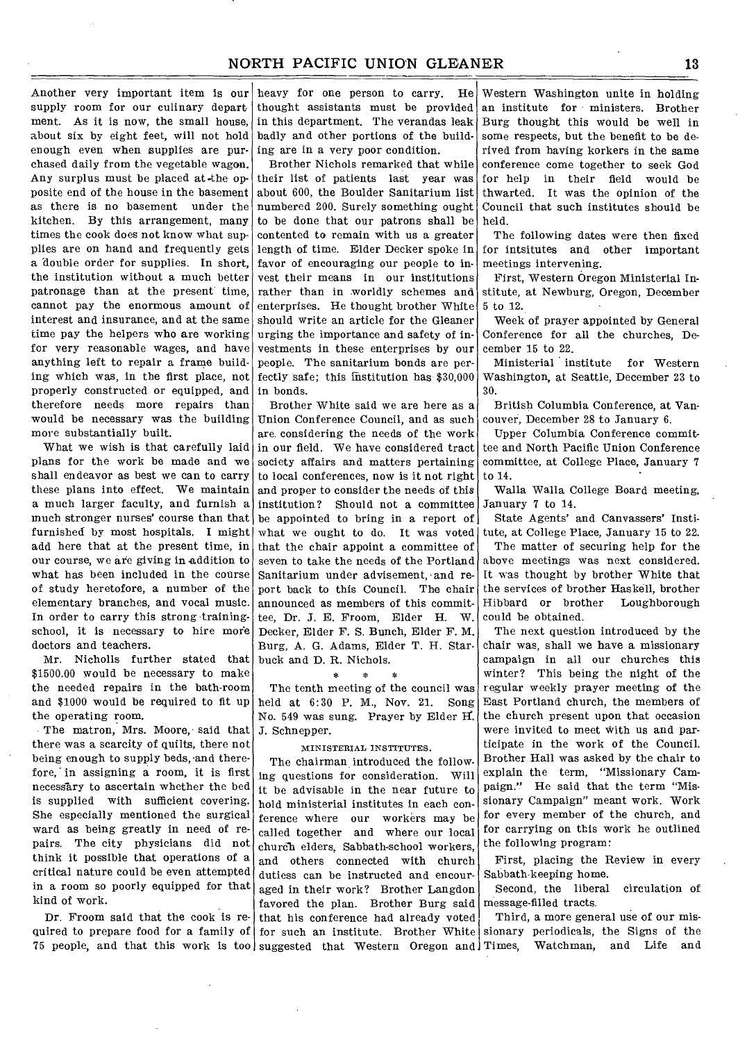Another very important item is our supply room for our culinary department. As it is now, the small house, about six by eight feet, will not hold enough even when supplies are purchased daily from the vegetable wagon. Any surplus must be placed at the opposite end of the house in the basement as there is no basement under the kitchen. By this arrangement, many times the cook does not know what supplies are on hand and frequently gets a double order for supplies. In short, the institution without a much better patronage than at the present time, cannot pay the enormous amount of interest and insurance, and at the same time pay the helpers who are working for very reasonable wages, and have anything left to repair a frame building which was, in the first place, not properly constructed or equipped, and therefore needs more repairs than would be necessary was the building more substantially built.

What we wish is that carefully laid plans for the work be made and we shall endeavor as best we can to carry these plans into effect. We maintain a much larger faculty, and furnish a much stronger nurses' course than that furnished by most hospitals. I might add here that at the present time, in our course, we are giving in addition to what has been included in the course of study heretofore, a number of the elementary branches, and vocal music. In order to carry this strong training-school, it is necessary to hire more doctors and teachers.

Mr. Nicholls further stated that $1500.00 would be necessary to make the needed repairs in the bath-room and $1000 would be required to fit up the operating room.

The matron, Mrs. Moore, said that there was a scarcity of quilts, there not being enough to supply beds, and therefore, in assigning a room, it is first necessary to ascertain whether the bed is supplied with sufficient covering. She especially mentioned the surgical ward as being greatly in need of repairs. The city physicians did not think it possible that operations of a critical nature could be even attempted in a room so poorly equipped for that kind of work.

Dr. Froom said that the cook is required to prepare food for a family of 75 people, and that this work is too heavy for one person to carry. He thought assistants must be provided in this department. The verandas leak badly and other portions of the building are in a very poor condition.

Brother Nichols remarked that while their list of patients last year was about 600, the Boulder Sanitarium list numbered 200. Surely something ought to be done that our patrons shall be contented to remain with us a greater length of time. Elder Decker spoke in favor of encouraging our people to invest their means in our institutions rather than in worldly schemes and enterprises. He thought brother White should write an article for the Gleaner urging the importance and safety of investments in these enterprises by our people. The sanitarium bonds are perfectly safe; this institution has $30,000 in bonds.

Brother White said we are here as a Union Conference Council, and as such are considering the needs of the work in our field. We have considered tract society affairs and matters pertaining to local conferences, now is it not right and proper to consider the needs of this institution? Should not a committee be appointed to bring in a report of what we ought to do. It was voted that the chair appoint a committee of seven to take the needs of the Portland Sanitarium under advisement, and report back to this Council. The chair announced as members of this committee, Dr. J. E. Froom, Elder H. W. Decker, Elder F. S. Bunch, Elder F. M. Burg, A. G. Adams, Elder T. H. Starbuck and D. R. Nichols.

\* \* \*

The tenth meeting of the council was held at 6:30 P. M., Nov. 21. Song No. 549 was sung. Prayer by Elder H. J. Schnepper.

### MINISTERIAL INSTITUTES.

The chairman introduced the following questions for consideration. Will it be advisable in the near future to hold ministerial institutes in each conference where our workers may be called together and where our local church elders, Sabbath-school workers, and others connected with church duties can be instructed and encouraged in their work? Brother Langdon favored the plan. Brother Burg said that his conference had already voted for such an institute. Brother White suggested that Western Oregon and Western Washington unite in holding an institute for ministers. Brother Burg thought this would be well in some respects, but the benefit to be derived from having korkers in the same conference come together to seek God for help in their field would be thwarted. It was the opinion of the Council that such institutes should be held.

The following dates were then fixed for intsitutes and other important meetings intervening.

First, Western Oregon Ministerial Institute, at Newburg, Oregon, December 5 to 12.

Week of prayer appointed by General Conference for all the churches, December 15 to 22.

Ministerial institute for Western Washington, at Seattle, December 23 to 30.

British Columbia Conference, at Vancouver, December 28 to January 6.

Upper Columbia Conference committee and North Pacific Union Conference committee, at College Place, January 7 to 14.

Walla Walla College Board meeting, January 7 to 14.

State Agents' and Canvassers' Institute, at College Place, January 15 to 22.

The matter of securing help for the above meetings was next considered. It was thought by brother White that the services of brother Haskell, brother Hibbard or brother Loughborough could be obtained.

The next question introduced by the chair was, shall we have a missionary campaign in all our churches this winter? This being the night of the regular weekly prayer meeting of the East Portland church, the members of the church present upon that occasion were invited to meet with us and participate in the work of the Council. Brother Hall was asked by the chair to explain the term, "Missionary Campaign." He said that the term "Missionary Campaign" meant work. Work for every member of the church, and for carrying on this work he outlined the following program:

First, placing the Review in every Sabbath-keeping home.

Second, the liberal circulation of message-filled tracts.

Third, a more general use of our missionary periodicals, the Signs of the Times, Watchman, and Life and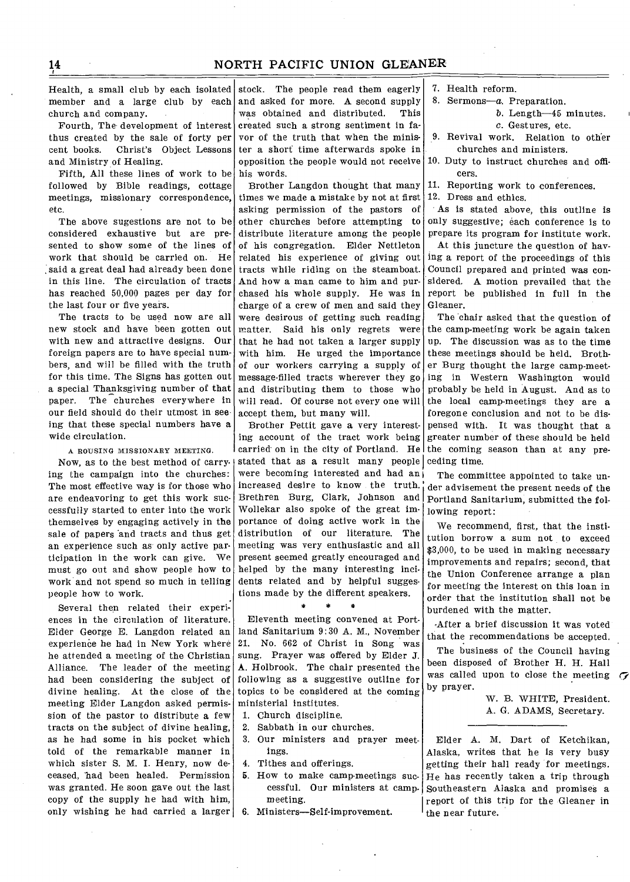Health, a small club by each isolated member and a large club by each church and company.

Fourth, The development of interest thus created by the sale of forty per cent books. Christ's Object Lessons and Ministry of Healing.

Fifth, All these lines of work to be followed by Bible readings, cottage meetings, missionary correspondence, etc.

The above sugestions are not to be considered exhaustive but are presented to show some of the lines of work that should be carried on. He said a great deal had already been done in this line. The circulation of tracts has reached 50,000 pages per day for the last four or five years.

The tracts to be used now are all new stock and have been gotten out with new and attractive designs. Our foreign papers are to have special numbers, and will be filled with the truth for this time. The Signs has gotten out a special Thanksgiving number of that paper. The churches everywhere in our field should do their utmost in seeing that these special numbers have a wide circulation.

###### A ROUSING MISSIONARY MEETING.

Now, as to the best method of carrying the campaign into the churches: The most effective way is for those who are endeavoring to get this work successfully started to enter into the work themselves by engaging actively in the sale of papers and tracts and thus get an experience such as only active participation in the work can give. We must go out and show people how to work and not spend so much in telling people how to work.

Several then related their experiences in the circulation of literature. Elder George E. Langdon related an experience he had in New York where he attended a meeting of the Christian Alliance. The leader of the meeting had been considering the subject of divine healing. At the close of the meeting Elder Langdon asked permission of the pastor to distribute a few tracts on the subject of divine healing, as he had some in his pocket which told of the remarkable manner in which sister S. M. I. Henry, now deceased, had been healed. Permission was granted. He soon gave out the last copy of the supply he had with him, only wishing he had carried a larger stock. The people read them eagerly and asked for more. A second supply was obtained and distributed. This created such a strong sentiment in favor of the truth that when the minister a short time afterwards spoke in opposition the people would not receive his words.

Brother Langdon thought that many times we made a mistake by not at first asking permission of the pastors of other churches before attempting to distribute literature among the people of his congregation. Elder Nettleton related his experience of giving out tracts while riding on the steamboat. And how a man came to him and purchased his whole supply. He was in charge of a crew of men and said they were desirous of getting such reading matter. Said his only regrets were that he had not taken a larger supply with him. He urged the importance of our workers carrying a supply of message-filled tracts wherever they go and distributing them to those who will read. Of course not every one will accept them, but many will.

Brother Pettit gave a very interesting account of the tract work being carried on in the city of Portland. He stated that as a result many people were becoming interested and had an increased desire to know the truth. Brethren Burg, Clark, Johnson and Wollekar also spoke of the great importance of doing active work in the distribution of our literature. The meeting was very enthusiastic and all present seemed greatly encouraged and helped by the many interesting incidents related and by helpful suggestions made by the different speakers.

\* \* \*

Eleventh meeting convened at Portland Sanitarium 9:30 A. M., November 21. No. 662 of Christ in Song was sung. Prayer was offered by Elder J. A. Holbrook. The chair presented the following as a suggestive outline for topics to be considered at the coming ministerial institutes.

1. Church discipline.
2. Sabbath in our churches.
3. Our ministers and prayer meetings.
4. Tithes and offerings.
5. How to make camp-meetings successful. Our ministers at camp-meeting.
6. Ministers—Self-improvement.
7. Health reform.
8. Sermons—*a*. Preparation.
   *b*. Length—45 minutes.
   *c*. Gestures, etc.
9. Revival work. Relation to other churches and ministers.
10. Duty to instruct churches and officers.
11. Reporting work to conferences.
12. Dress and ethics.

As is stated above, this outline is only suggestive; each conference is to prepare its program for institute work.

At this juncture the question of having a report of the proceedings of this Council prepared and printed was considered. A motion prevailed that the report be published in full in the Gleaner.

The chair asked that the question of the camp-meeting work be again taken up. The discussion was as to the time these meetings should be held. Brother Burg thought the large camp-meeting in Western Washington would probably be held in August. And as to the local camp-meetings they are a foregone conclusion and not to be dispensed with. It was thought that a greater number of these should be held the coming season than at any preceding time.

The committee appointed to take under advisement the present needs of the Portland Sanitarium, submitted the following report:

We recommend, first, that the institution borrow a sum not to exceed $3,000, to be used in making necessary improvements and repairs; second, that the Union Conference arrange a plan for meeting the interest on this loan in order that the institution shall not be burdened with the matter.

After a brief discussion it was voted that the recommendations be accepted.

The business of the Council having been disposed of Brother H. H. Hall was called upon to close the meeting by prayer.

W. B. WHITE, President.
A. G. ADAMS, Secretary.

---

Elder A. M. Dart of Ketchikan, Alaska, writes that he is very busy getting their hall ready for meetings. He has recently taken a trip through Southeastern Alaska and promises a report of this trip for the Gleaner in the near future.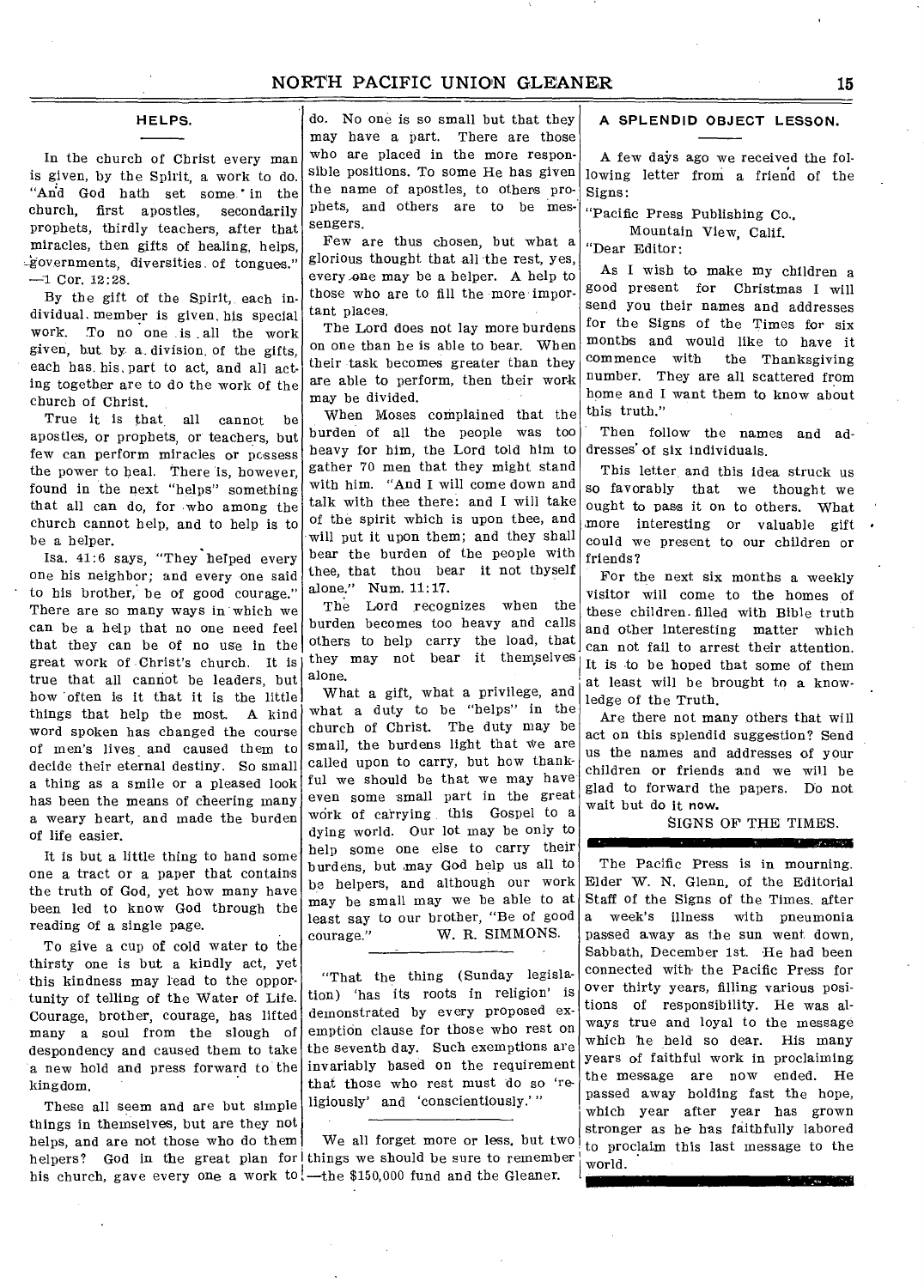## HELPS.

In the church of Christ every man is given, by the Spirit, a work to do. "And God hath set some in the church, first apostles, secondarily prophets, thirdly teachers, after that miracles, then gifts of healing, helps, governments, diversities of tongues." —1 Cor. 12:28.

By the gift of the Spirit, each individual member is given his special work. To no one is all the work given, but by a division of the gifts, each has his part to act, and all acting together are to do the work of the church of Christ.

True it is that all cannot be apostles, or prophets, or teachers, but few can perform miracles or possess the power to heal. There is, however, found in the next "helps" something that all can do, for who among the church cannot help, and to help is to be a helper.

Isa. 41:6 says, "They helped every one his neighbor; and every one said to his brother, be of good courage." There are so many ways in which we can be a help that no one need feel that they can be of no use in the great work of Christ's church. It is true that all cannot be leaders, but how often is it that it is the little things that help the most. A kind word spoken has changed the course of men's lives and caused them to decide their eternal destiny. So small a thing as a smile or a pleased look has been the means of cheering many a weary heart, and made the burden of life easier.

It is but a little thing to hand some one a tract or a paper that contains the truth of God, yet how many have been led to know God through the reading of a single page.

To give a cup of cold water to the thirsty one is but a kindly act, yet this kindness may lead to the opportunity of telling of the Water of Life. Courage, brother, courage, has lifted many a soul from the slough of despondency and caused them to take a new hold and press forward to the kingdom.

These all seem and are but simple things in themselves, but are they not helps, and are not those who do them helpers? God in the great plan for his church, gave every one a work to do. No one is so small but that they may have a part. There are those who are placed in the more responsible positions. To some He has given the name of apostles, to others prophets, and others are to be messengers.

Few are thus chosen, but what a glorious thought that all the rest, yes, every one may be a helper. A help to those who are to fill the more important places.

The Lord does not lay more burdens on one than he is able to bear. When their task becomes greater than they are able to perform, then their work may be divided.

When Moses complained that the burden of all the people was too heavy for him, the Lord told him to gather 70 men that they might stand with him. "And I will come down and talk with thee there: and I will take of the spirit which is upon thee, and will put it upon them; and they shall bear the burden of the people with thee, that thou bear it not thyself alone." Num. 11:17.

The Lord recognizes when the burden becomes too heavy and calls others to help carry the load, that they may not bear it themselves alone.

What a gift, what a privilege, and what a duty to be "helps" in the church of Christ. The duty may be small, the burdens light that we are called upon to carry, but how thankful we should be that we may have even some small part in the great work of carrying this Gospel to a dying world. Our lot may be only to help some one else to carry their burdens, but may God help us all to be helpers, and although our work may be small may we be able to at least say to our brother, "Be of good courage." W. R. SIMMONS.

---

"That the thing (Sunday legislation) 'has its roots in religion' is demonstrated by every proposed exemption clause for those who rest on the seventh day. Such exemptions are invariably based on the requirement that those who rest must do so 'religiously' and 'conscientiously.'"

---

We all forget more or less, but two things we should be sure to remember —the $150,000 fund and the Gleaner.

## A SPLENDID OBJECT LESSON.

A few days ago we received the following letter from a friend of the Signs:

"Pacific Press Publishing Co.,
Mountain View, Calif.
"Dear Editor:

As I wish to make my children a good present for Christmas I will send you their names and addresses for the Signs of the Times for six months and would like to have it commence with the Thanksgiving number. They are all scattered from home and I want them to know about this truth."

Then follow the names and addresses of six individuals.

This letter and this idea struck us so favorably that we thought we ought to pass it on to others. What more interesting or valuable gift could we present to our children or friends?

For the next six months a weekly visitor will come to the homes of these children filled with Bible truth and other interesting matter which can not fail to arrest their attention. It is to be hoped that some of them at least will be brought to a knowledge of the Truth.

Are there not many others that will act on this splendid suggestion? Send us the names and addresses of your children or friends and we will be glad to forward the papers. Do not wait but do it now.

SIGNS OF THE TIMES.

---

The Pacific Press is in mourning. Elder W. N. Glenn, of the Editorial Staff of the Signs of the Times, after a week's illness with pneumonia passed away as the sun went down, Sabbath, December 1st. He had been connected with the Pacific Press for over thirty years, filling various positions of responsibility. He was always true and loyal to the message which he held so dear. His many years of faithful work in proclaiming the message are now ended. He passed away holding fast the hope, which year after year has grown stronger as he has faithfully labored to proclaim this last message to the world.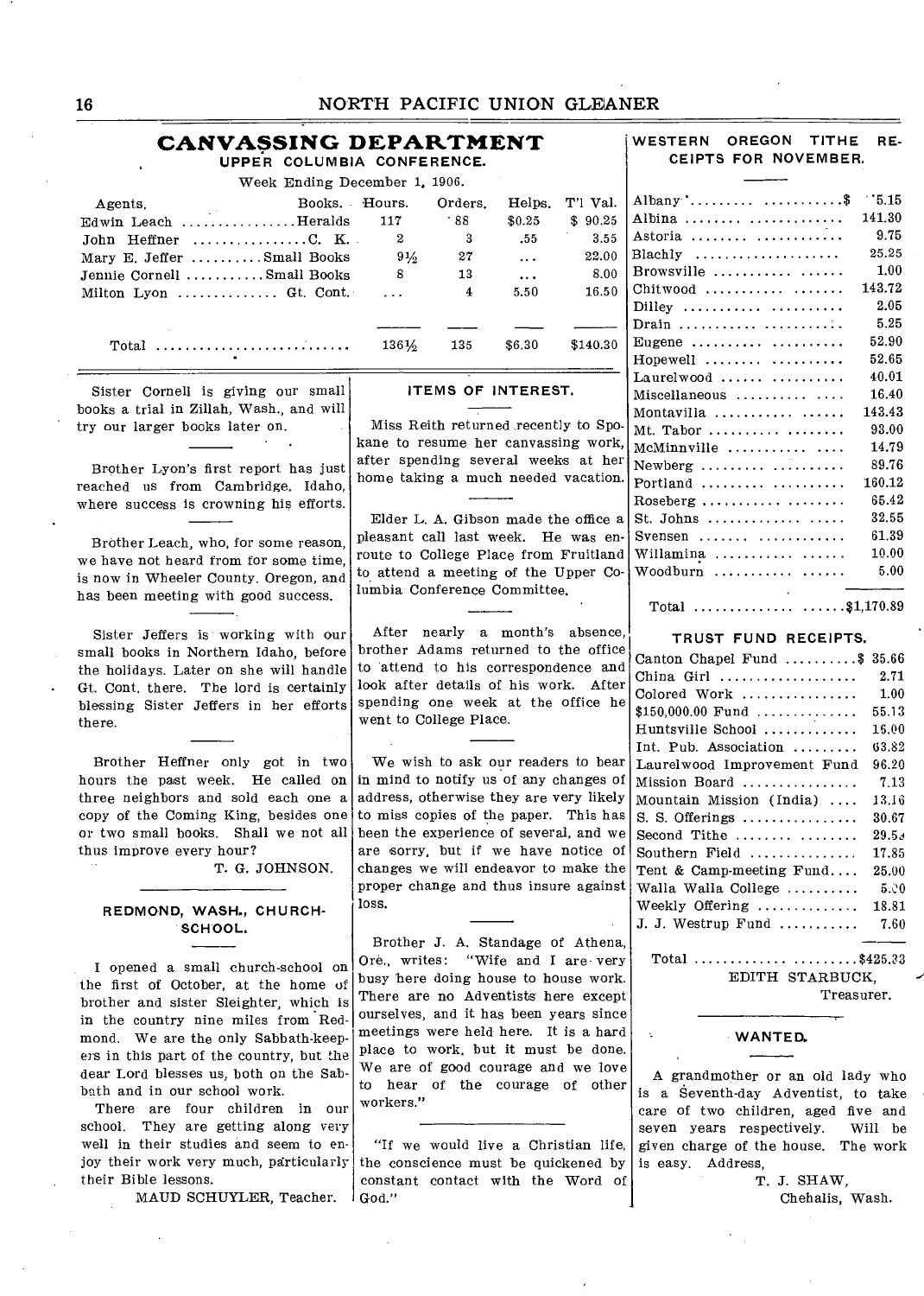## CANVASSING DEPARTMENT

### UPPER COLUMBIA CONFERENCE.

Week Ending December 1, 1906.

| Agents. | Books. | Hours. | Orders. | Helps. | T'l Val. |
|---|---|---|---|---|---|
| Edwin Leach | Heralds | 117 | 88 | $0.25 | $ 90.25 |
| John Heffner | C. K. | 2 | 3 | .55 | 3.55 |
| Mary E. Jeffer | Small Books | 9½ | 27 | ... | 22.00 |
| Jennie Cornell | Small Books | 8 | 13 | ... | 8.00 |
| Milton Lyon | Gt. Cont. | ... | 4 | 5.50 | 16.50 |
| Total | | 136½ | 135 | $6.30 | $140.30 |

Sister Cornell is giving our small books a trial in Zillah, Wash., and will try our larger books later on.

Brother Lyon's first report has just reached us from Cambridge, Idaho, where success is crowning his efforts.

Brother Leach, who, for some reason, we have not heard from for some time, is now in Wheeler County, Oregon, and has been meeting with good success.

Sister Jeffers is working with our small books in Northern Idaho, before the holidays. Later on she will handle Gt. Cont. there. The lord is certainly blessing Sister Jeffers in her efforts there.

Brother Heffner only got in two hours the past week. He called on three neighbors and sold each one a copy of the Coming King, besides one or two small books. Shall we not all thus improve every hour?

T. G. JOHNSON.

### REDMOND, WASH., CHURCH-SCHOOL.

I opened a small church-school on the first of October, at the home of brother and sister Sleighter, which is in the country nine miles from Redmond. We are the only Sabbath-keepers in this part of the country, but the dear Lord blesses us, both on the Sabbath and in our school work.

There are four children in our school. They are getting along very well in their studies and seem to enjoy their work very much, particularly their Bible lessons.

MAUD SCHUYLER, Teacher.

### ITEMS OF INTEREST.

Miss Reith returned recently to Spokane to resume her canvassing work, after spending several weeks at her home taking a much needed vacation.

Elder L. A. Gibson made the office a pleasant call last week. He was en-route to College Place from Fruitland to attend a meeting of the Upper Columbia Conference Committee.

After nearly a month's absence, brother Adams returned to the office to attend to his correspondence and look after details of his work. After spending one week at the office he went to College Place.

We wish to ask our readers to bear in mind to notify us of any changes of address, otherwise they are very likely to miss copies of the paper. This has been the experience of several, and we are sorry, but if we have notice of changes we will endeavor to make the proper change and thus insure against loss.

Brother J. A. Standage of Athena, Ore., writes: "Wife and I are very busy here doing house to house work. There are no Adventists here except ourselves, and it has been years since meetings were held here. It is a hard place to work, but it must be done. We are of good courage and we love to hear of the courage of other workers."

"If we would live a Christian life, the conscience must be quickened by constant contact with the Word of God."

### WESTERN OREGON TITHE RECEIPTS FOR NOVEMBER.

| | |
|---|---|
| Albany | $ 5.15 |
| Albina | 141.30 |
| Astoria | 9.75 |
| Blachly | 25.25 |
| Browsville | 1.00 |
| Chitwood | 143.72 |
| Dilley | 2.05 |
| Drain | 5.25 |
| Eugene | 52.90 |
| Hopewell | 52.65 |
| Laurelwood | 40.01 |
| Miscellaneous | 16.40 |
| Montavilla | 143.43 |
| Mt. Tabor | 93.00 |
| McMinnville | 14.79 |
| Newberg | 89.76 |
| Portland | 160.12 |
| Roseberg | 65.42 |
| St. Johns | 32.55 |
| Svensen | 61.39 |
| Willamina | 10.00 |
| Woodburn | 5.00 |
| Total | $1,170.89 |

### TRUST FUND RECEIPTS.

| | |
|---|---|
| Canton Chapel Fund | $ 35.66 |
| China Girl | 2.71 |
| Colored Work | 1.00 |
| $150,000.00 Fund | 55.13 |
| Huntsville School | 16.00 |
| Int. Pub. Association | 63.82 |
| Laurelwood Improvement Fund | 96.20 |
| Mission Board | 7.13 |
| Mountain Mission (India) | 13.16 |
| S. S. Offerings | 30.67 |
| Second Tithe | 29.53 |
| Southern Field | 17.85 |
| Tent & Camp-meeting Fund | 25.00 |
| Walla Walla College | 5.00 |
| Weekly Offering | 18.81 |
| J. J. Westrup Fund | 7.60 |
| Total | $425.33 |

EDITH STARBUCK,
Treasurer.

### WANTED.

A grandmother or an old lady who is a Seventh-day Adventist, to take care of two children, aged five and seven years respectively. Will be given charge of the house. The work is easy. Address,

T. J. SHAW,
Chehalis, Wash.